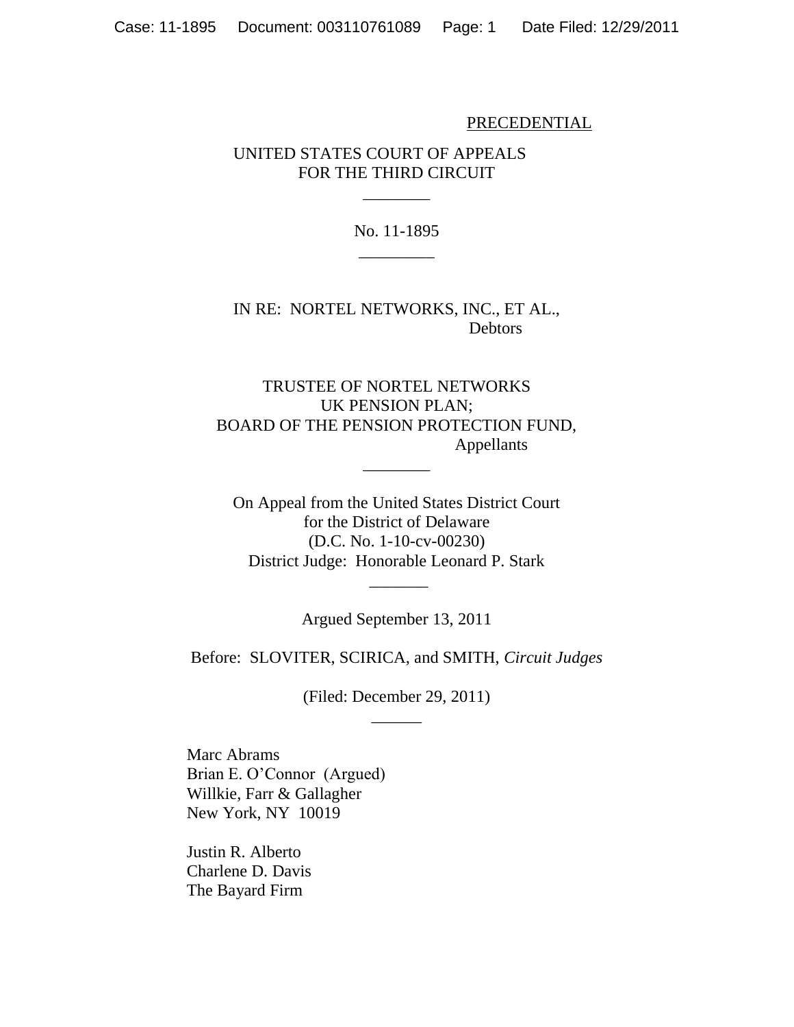PRECEDENTIAL

UNITED STATES COURT OF APPEALS
FOR THE THIRD CIRCUIT

\_\_\_\_\_\_\_\_

No. 11-1895

\_\_\_\_\_\_\_\_\_

IN RE: NORTEL NETWORKS, INC., ET AL.,
Debtors

TRUSTEE OF NORTEL NETWORKS
UK PENSION PLAN;
BOARD OF THE PENSION PROTECTION FUND,
Appellants

\_\_\_\_\_\_\_\_

On Appeal from the United States District Court
for the District of Delaware
(D.C. No. 1-10-cv-00230)
District Judge: Honorable Leonard P. Stark

\_\_\_\_\_\_\_

Argued September 13, 2011

Before: SLOVITER, SCIRICA, and SMITH, *Circuit Judges*

(Filed: December 29, 2011)

\_\_\_\_\_\_

Marc Abrams
Brian E. O'Connor (Argued)
Willkie, Farr & Gallagher
New York, NY 10019

Justin R. Alberto
Charlene D. Davis
The Bayard Firm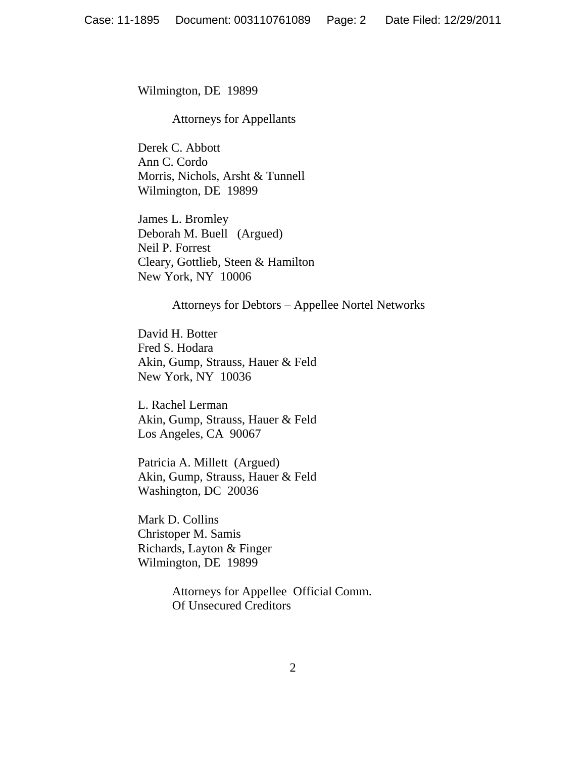Wilmington, DE 19899

Attorneys for Appellants

Derek C. Abbott
Ann C. Cordo
Morris, Nichols, Arsht & Tunnell
Wilmington, DE 19899

James L. Bromley
Deborah M. Buell (Argued)
Neil P. Forrest
Cleary, Gottlieb, Steen & Hamilton
New York, NY 10006

Attorneys for Debtors – Appellee Nortel Networks

David H. Botter
Fred S. Hodara
Akin, Gump, Strauss, Hauer & Feld
New York, NY 10036

L. Rachel Lerman
Akin, Gump, Strauss, Hauer & Feld
Los Angeles, CA 90067

Patricia A. Millett (Argued)
Akin, Gump, Strauss, Hauer & Feld
Washington, DC 20036

Mark D. Collins
Christoper M. Samis
Richards, Layton & Finger
Wilmington, DE 19899

Attorneys for Appellee Official Comm.
Of Unsecured Creditors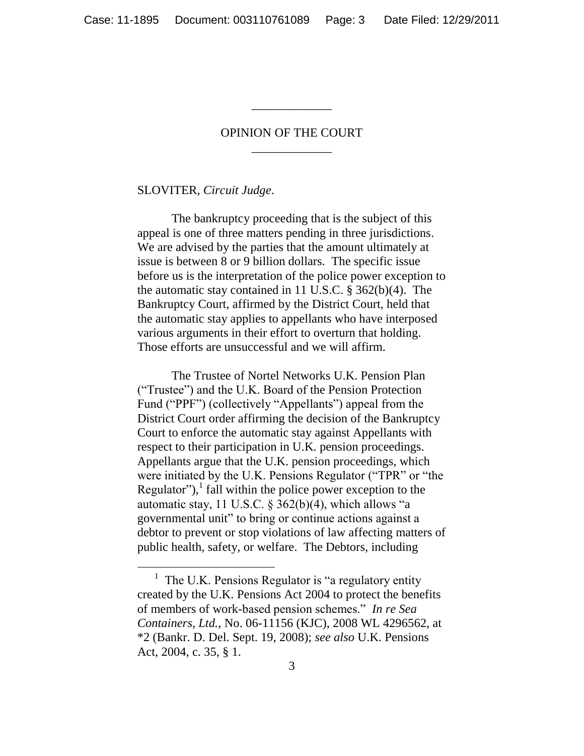## OPINION OF THE COURT

SLOVITER, *Circuit Judge*.

The bankruptcy proceeding that is the subject of this appeal is one of three matters pending in three jurisdictions. We are advised by the parties that the amount ultimately at issue is between 8 or 9 billion dollars. The specific issue before us is the interpretation of the police power exception to the automatic stay contained in 11 U.S.C. § 362(b)(4). The Bankruptcy Court, affirmed by the District Court, held that the automatic stay applies to appellants who have interposed various arguments in their effort to overturn that holding. Those efforts are unsuccessful and we will affirm.

The Trustee of Nortel Networks U.K. Pension Plan ("Trustee") and the U.K. Board of the Pension Protection Fund ("PPF") (collectively "Appellants") appeal from the District Court order affirming the decision of the Bankruptcy Court to enforce the automatic stay against Appellants with respect to their participation in U.K. pension proceedings. Appellants argue that the U.K. pension proceedings, which were initiated by the U.K. Pensions Regulator ("TPR" or "the Regulator"),[1] fall within the police power exception to the automatic stay, 11 U.S.C. § 362(b)(4), which allows "a governmental unit" to bring or continue actions against a debtor to prevent or stop violations of law affecting matters of public health, safety, or welfare. The Debtors, including

[1] The U.K. Pensions Regulator is "a regulatory entity created by the U.K. Pensions Act 2004 to protect the benefits of members of work-based pension schemes." *In re Sea Containers, Ltd.*, No. 06-11156 (KJC), 2008 WL 4296562, at \*2 (Bankr. D. Del. Sept. 19, 2008); *see also* U.K. Pensions Act, 2004, c. 35, § 1.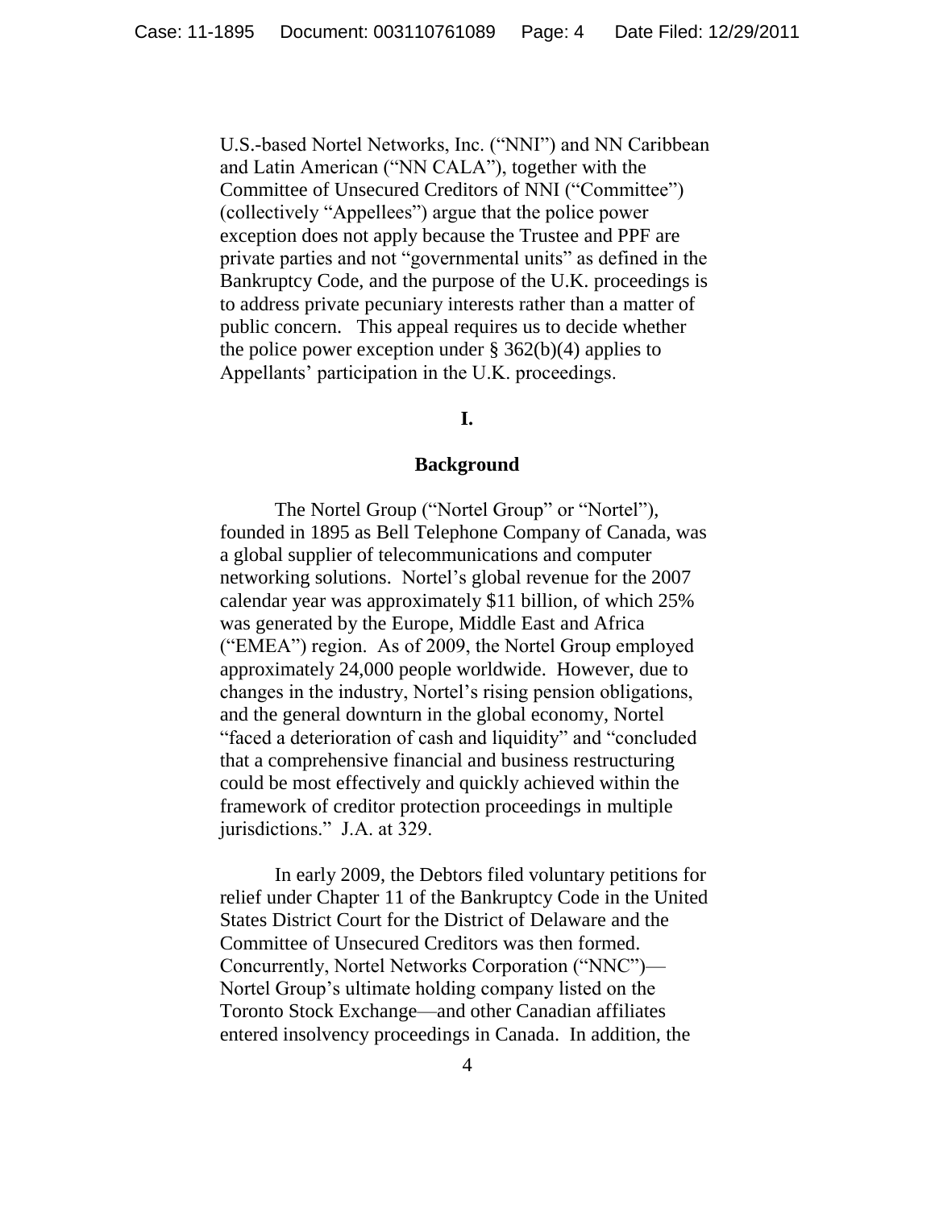U.S.-based Nortel Networks, Inc. ("NNI") and NN Caribbean and Latin American ("NN CALA"), together with the Committee of Unsecured Creditors of NNI ("Committee") (collectively "Appellees") argue that the police power exception does not apply because the Trustee and PPF are private parties and not "governmental units" as defined in the Bankruptcy Code, and the purpose of the U.K. proceedings is to address private pecuniary interests rather than a matter of public concern. This appeal requires us to decide whether the police power exception under § 362(b)(4) applies to Appellants' participation in the U.K. proceedings.

## I.

## Background

The Nortel Group ("Nortel Group" or "Nortel"), founded in 1895 as Bell Telephone Company of Canada, was a global supplier of telecommunications and computer networking solutions. Nortel's global revenue for the 2007 calendar year was approximately $11 billion, of which 25% was generated by the Europe, Middle East and Africa ("EMEA") region. As of 2009, the Nortel Group employed approximately 24,000 people worldwide. However, due to changes in the industry, Nortel's rising pension obligations, and the general downturn in the global economy, Nortel "faced a deterioration of cash and liquidity" and "concluded that a comprehensive financial and business restructuring could be most effectively and quickly achieved within the framework of creditor protection proceedings in multiple jurisdictions." J.A. at 329.

In early 2009, the Debtors filed voluntary petitions for relief under Chapter 11 of the Bankruptcy Code in the United States District Court for the District of Delaware and the Committee of Unsecured Creditors was then formed. Concurrently, Nortel Networks Corporation ("NNC")—Nortel Group's ultimate holding company listed on the Toronto Stock Exchange—and other Canadian affiliates entered insolvency proceedings in Canada. In addition, the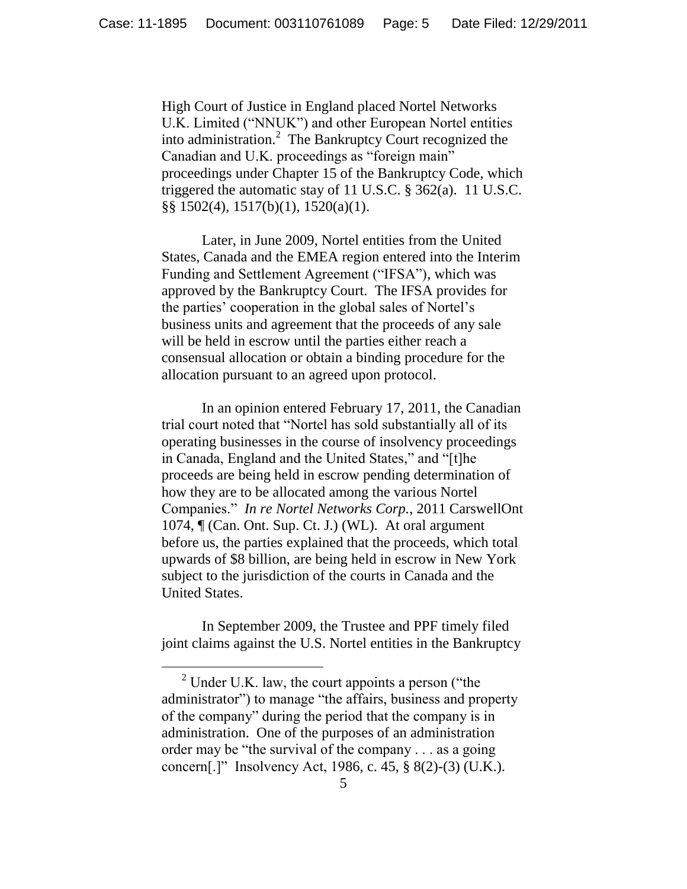High Court of Justice in England placed Nortel Networks U.K. Limited ("NNUK") and other European Nortel entities into administration.[2] The Bankruptcy Court recognized the Canadian and U.K. proceedings as "foreign main" proceedings under Chapter 15 of the Bankruptcy Code, which triggered the automatic stay of 11 U.S.C. § 362(a). 11 U.S.C. §§ 1502(4), 1517(b)(1), 1520(a)(1).

Later, in June 2009, Nortel entities from the United States, Canada and the EMEA region entered into the Interim Funding and Settlement Agreement ("IFSA"), which was approved by the Bankruptcy Court. The IFSA provides for the parties' cooperation in the global sales of Nortel's business units and agreement that the proceeds of any sale will be held in escrow until the parties either reach a consensual allocation or obtain a binding procedure for the allocation pursuant to an agreed upon protocol.

In an opinion entered February 17, 2011, the Canadian trial court noted that "Nortel has sold substantially all of its operating businesses in the course of insolvency proceedings in Canada, England and the United States," and "[t]he proceeds are being held in escrow pending determination of how they are to be allocated among the various Nortel Companies." *In re Nortel Networks Corp.*, 2011 CarswellOnt 1074, ¶ (Can. Ont. Sup. Ct. J.) (WL). At oral argument before us, the parties explained that the proceeds, which total upwards of $8 billion, are being held in escrow in New York subject to the jurisdiction of the courts in Canada and the United States.

In September 2009, the Trustee and PPF timely filed joint claims against the U.S. Nortel entities in the Bankruptcy

---

[2] Under U.K. law, the court appoints a person ("the administrator") to manage "the affairs, business and property of the company" during the period that the company is in administration. One of the purposes of an administration order may be "the survival of the company . . . as a going concern[.]" Insolvency Act, 1986, c. 45, § 8(2)-(3) (U.K.).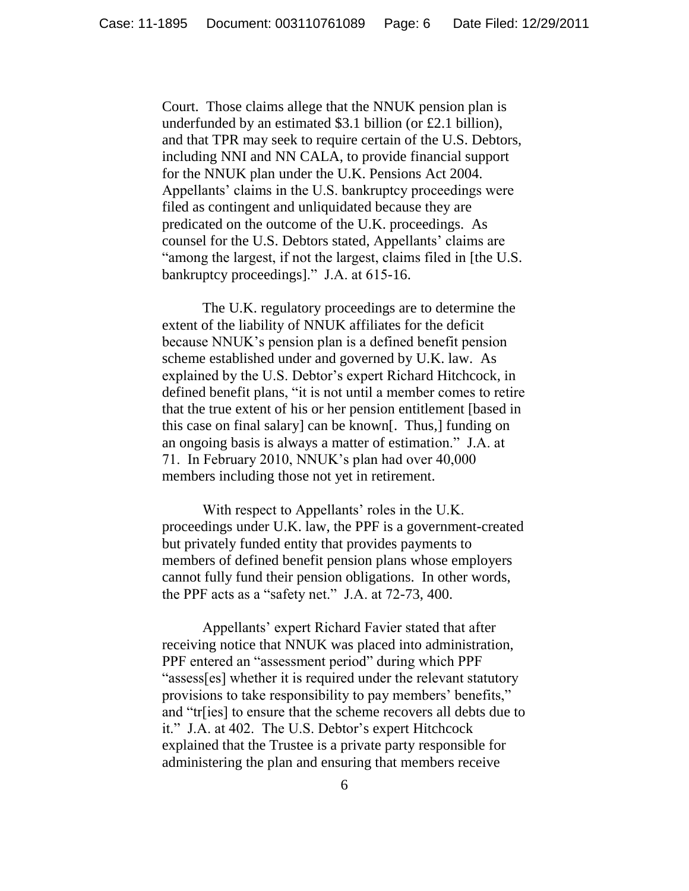Court. Those claims allege that the NNUK pension plan is underfunded by an estimated $3.1 billion (or £2.1 billion), and that TPR may seek to require certain of the U.S. Debtors, including NNI and NN CALA, to provide financial support for the NNUK plan under the U.K. Pensions Act 2004. Appellants' claims in the U.S. bankruptcy proceedings were filed as contingent and unliquidated because they are predicated on the outcome of the U.K. proceedings. As counsel for the U.S. Debtors stated, Appellants' claims are "among the largest, if not the largest, claims filed in [the U.S. bankruptcy proceedings]." J.A. at 615-16.

The U.K. regulatory proceedings are to determine the extent of the liability of NNUK affiliates for the deficit because NNUK's pension plan is a defined benefit pension scheme established under and governed by U.K. law. As explained by the U.S. Debtor's expert Richard Hitchcock, in defined benefit plans, "it is not until a member comes to retire that the true extent of his or her pension entitlement [based in this case on final salary] can be known[. Thus,] funding on an ongoing basis is always a matter of estimation." J.A. at 71. In February 2010, NNUK's plan had over 40,000 members including those not yet in retirement.

With respect to Appellants' roles in the U.K. proceedings under U.K. law, the PPF is a government-created but privately funded entity that provides payments to members of defined benefit pension plans whose employers cannot fully fund their pension obligations. In other words, the PPF acts as a "safety net." J.A. at 72-73, 400.

Appellants' expert Richard Favier stated that after receiving notice that NNUK was placed into administration, PPF entered an "assessment period" during which PPF "assess[es] whether it is required under the relevant statutory provisions to take responsibility to pay members' benefits," and "tr[ies] to ensure that the scheme recovers all debts due to it." J.A. at 402. The U.S. Debtor's expert Hitchcock explained that the Trustee is a private party responsible for administering the plan and ensuring that members receive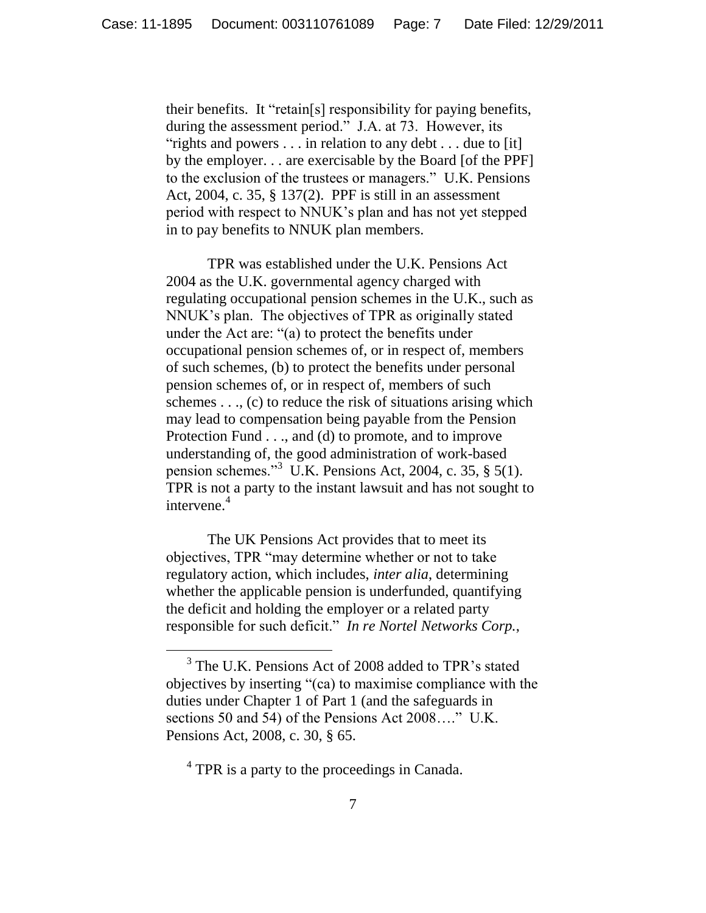their benefits. It "retain[s] responsibility for paying benefits, during the assessment period." J.A. at 73. However, its "rights and powers . . . in relation to any debt . . . due to [it] by the employer. . . are exercisable by the Board [of the PPF] to the exclusion of the trustees or managers." U.K. Pensions Act, 2004, c. 35, § 137(2). PPF is still in an assessment period with respect to NNUK's plan and has not yet stepped in to pay benefits to NNUK plan members.

TPR was established under the U.K. Pensions Act 2004 as the U.K. governmental agency charged with regulating occupational pension schemes in the U.K., such as NNUK's plan. The objectives of TPR as originally stated under the Act are: "(a) to protect the benefits under occupational pension schemes of, or in respect of, members of such schemes, (b) to protect the benefits under personal pension schemes of, or in respect of, members of such schemes . . ., (c) to reduce the risk of situations arising which may lead to compensation being payable from the Pension Protection Fund . . ., and (d) to promote, and to improve understanding of, the good administration of work-based pension schemes."[3] U.K. Pensions Act, 2004, c. 35, § 5(1). TPR is not a party to the instant lawsuit and has not sought to intervene.[4]

The UK Pensions Act provides that to meet its objectives, TPR "may determine whether or not to take regulatory action, which includes, *inter alia*, determining whether the applicable pension is underfunded, quantifying the deficit and holding the employer or a related party responsible for such deficit." *In re Nortel Networks Corp.*,

---

[3] The U.K. Pensions Act of 2008 added to TPR's stated objectives by inserting "(ca) to maximise compliance with the duties under Chapter 1 of Part 1 (and the safeguards in sections 50 and 54) of the Pensions Act 2008…." U.K. Pensions Act, 2008, c. 30, § 65.

[4] TPR is a party to the proceedings in Canada.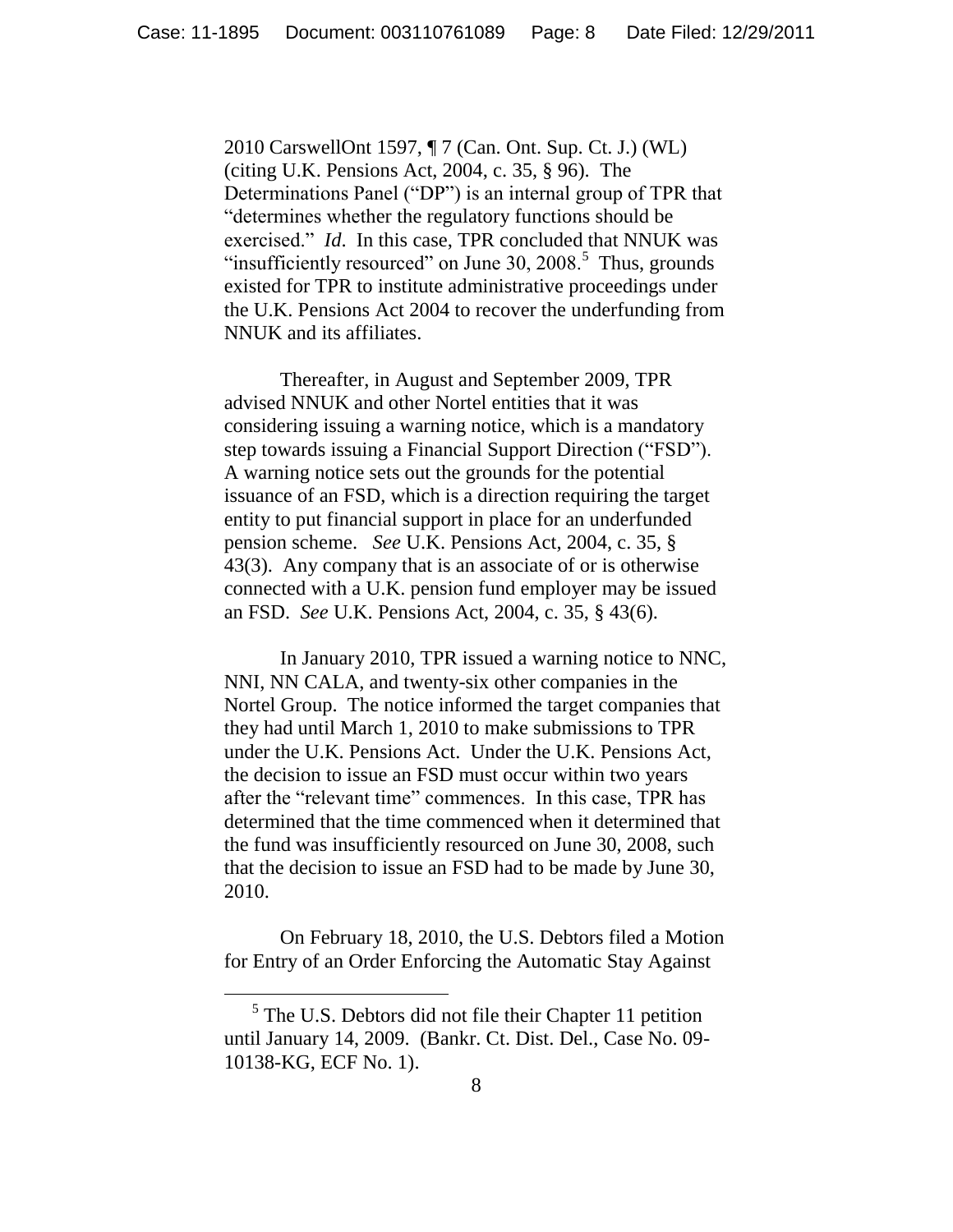2010 CarswellOnt 1597, ¶ 7 (Can. Ont. Sup. Ct. J.) (WL) (citing U.K. Pensions Act, 2004, c. 35, § 96). The Determinations Panel ("DP") is an internal group of TPR that "determines whether the regulatory functions should be exercised." *Id*. In this case, TPR concluded that NNUK was "insufficiently resourced" on June 30, 2008.[5] Thus, grounds existed for TPR to institute administrative proceedings under the U.K. Pensions Act 2004 to recover the underfunding from NNUK and its affiliates.

Thereafter, in August and September 2009, TPR advised NNUK and other Nortel entities that it was considering issuing a warning notice, which is a mandatory step towards issuing a Financial Support Direction ("FSD"). A warning notice sets out the grounds for the potential issuance of an FSD, which is a direction requiring the target entity to put financial support in place for an underfunded pension scheme. *See* U.K. Pensions Act, 2004, c. 35, § 43(3). Any company that is an associate of or is otherwise connected with a U.K. pension fund employer may be issued an FSD. *See* U.K. Pensions Act, 2004, c. 35, § 43(6).

In January 2010, TPR issued a warning notice to NNC, NNI, NN CALA, and twenty-six other companies in the Nortel Group. The notice informed the target companies that they had until March 1, 2010 to make submissions to TPR under the U.K. Pensions Act. Under the U.K. Pensions Act, the decision to issue an FSD must occur within two years after the "relevant time" commences. In this case, TPR has determined that the time commenced when it determined that the fund was insufficiently resourced on June 30, 2008, such that the decision to issue an FSD had to be made by June 30, 2010.

On February 18, 2010, the U.S. Debtors filed a Motion for Entry of an Order Enforcing the Automatic Stay Against

[5] The U.S. Debtors did not file their Chapter 11 petition until January 14, 2009. (Bankr. Ct. Dist. Del., Case No. 09-10138-KG, ECF No. 1).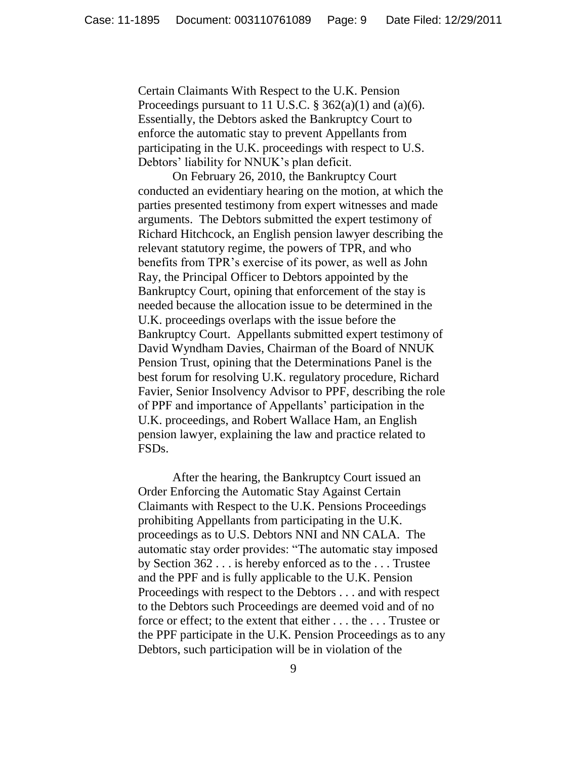Certain Claimants With Respect to the U.K. Pension Proceedings pursuant to 11 U.S.C. § 362(a)(1) and (a)(6). Essentially, the Debtors asked the Bankruptcy Court to enforce the automatic stay to prevent Appellants from participating in the U.K. proceedings with respect to U.S. Debtors' liability for NNUK's plan deficit.

On February 26, 2010, the Bankruptcy Court conducted an evidentiary hearing on the motion, at which the parties presented testimony from expert witnesses and made arguments. The Debtors submitted the expert testimony of Richard Hitchcock, an English pension lawyer describing the relevant statutory regime, the powers of TPR, and who benefits from TPR's exercise of its power, as well as John Ray, the Principal Officer to Debtors appointed by the Bankruptcy Court, opining that enforcement of the stay is needed because the allocation issue to be determined in the U.K. proceedings overlaps with the issue before the Bankruptcy Court. Appellants submitted expert testimony of David Wyndham Davies, Chairman of the Board of NNUK Pension Trust, opining that the Determinations Panel is the best forum for resolving U.K. regulatory procedure, Richard Favier, Senior Insolvency Advisor to PPF, describing the role of PPF and importance of Appellants' participation in the U.K. proceedings, and Robert Wallace Ham, an English pension lawyer, explaining the law and practice related to FSDs.

After the hearing, the Bankruptcy Court issued an Order Enforcing the Automatic Stay Against Certain Claimants with Respect to the U.K. Pensions Proceedings prohibiting Appellants from participating in the U.K. proceedings as to U.S. Debtors NNI and NN CALA. The automatic stay order provides: "The automatic stay imposed by Section 362 . . . is hereby enforced as to the . . . Trustee and the PPF and is fully applicable to the U.K. Pension Proceedings with respect to the Debtors . . . and with respect to the Debtors such Proceedings are deemed void and of no force or effect; to the extent that either . . . the . . . Trustee or the PPF participate in the U.K. Pension Proceedings as to any Debtors, such participation will be in violation of the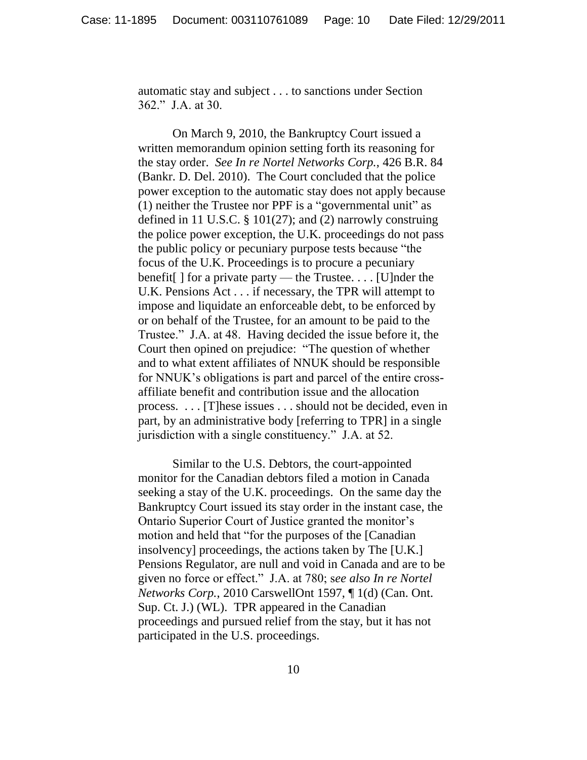automatic stay and subject . . . to sanctions under Section 362." J.A. at 30.

On March 9, 2010, the Bankruptcy Court issued a written memorandum opinion setting forth its reasoning for the stay order. *See In re Nortel Networks Corp.*, 426 B.R. 84 (Bankr. D. Del. 2010). The Court concluded that the police power exception to the automatic stay does not apply because (1) neither the Trustee nor PPF is a "governmental unit" as defined in 11 U.S.C. § 101(27); and (2) narrowly construing the police power exception, the U.K. proceedings do not pass the public policy or pecuniary purpose tests because "the focus of the U.K. Proceedings is to procure a pecuniary benefit[ ] for a private party — the Trustee. . . . [U]nder the U.K. Pensions Act . . . if necessary, the TPR will attempt to impose and liquidate an enforceable debt, to be enforced by or on behalf of the Trustee, for an amount to be paid to the Trustee." J.A. at 48. Having decided the issue before it, the Court then opined on prejudice: "The question of whether and to what extent affiliates of NNUK should be responsible for NNUK's obligations is part and parcel of the entire cross-affiliate benefit and contribution issue and the allocation process. . . . [T]hese issues . . . should not be decided, even in part, by an administrative body [referring to TPR] in a single jurisdiction with a single constituency." J.A. at 52.

Similar to the U.S. Debtors, the court-appointed monitor for the Canadian debtors filed a motion in Canada seeking a stay of the U.K. proceedings. On the same day the Bankruptcy Court issued its stay order in the instant case, the Ontario Superior Court of Justice granted the monitor's motion and held that "for the purposes of the [Canadian insolvency] proceedings, the actions taken by The [U.K.] Pensions Regulator, are null and void in Canada and are to be given no force or effect." J.A. at 780; s*ee also In re Nortel Networks Corp.*, 2010 CarswellOnt 1597, ¶ 1(d) (Can. Ont. Sup. Ct. J.) (WL). TPR appeared in the Canadian proceedings and pursued relief from the stay, but it has not participated in the U.S. proceedings.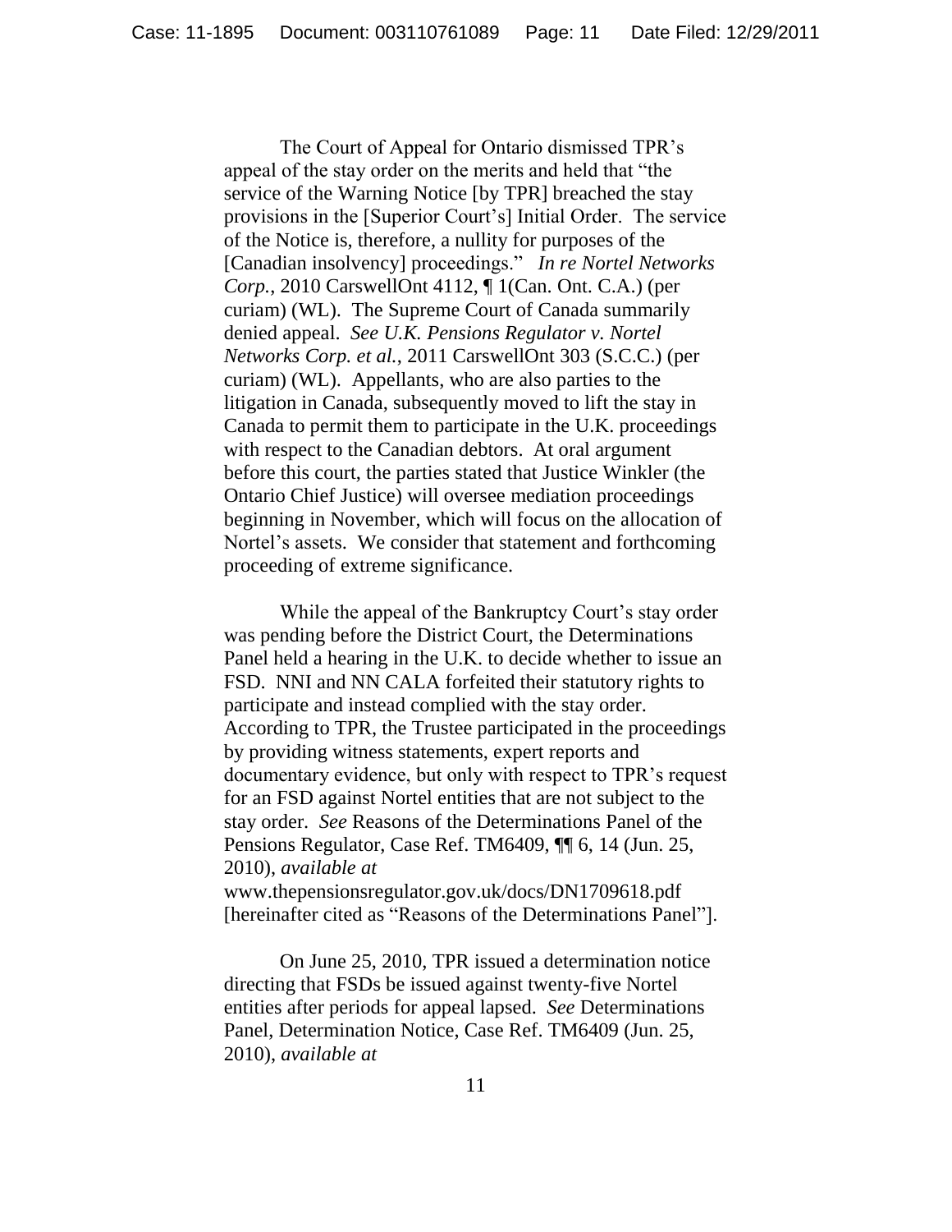The Court of Appeal for Ontario dismissed TPR's appeal of the stay order on the merits and held that "the service of the Warning Notice [by TPR] breached the stay provisions in the [Superior Court's] Initial Order. The service of the Notice is, therefore, a nullity for purposes of the [Canadian insolvency] proceedings." *In re Nortel Networks Corp.*, 2010 CarswellOnt 4112, ¶ 1(Can. Ont. C.A.) (per curiam) (WL). The Supreme Court of Canada summarily denied appeal. *See U.K. Pensions Regulator v. Nortel Networks Corp. et al.*, 2011 CarswellOnt 303 (S.C.C.) (per curiam) (WL). Appellants, who are also parties to the litigation in Canada, subsequently moved to lift the stay in Canada to permit them to participate in the U.K. proceedings with respect to the Canadian debtors. At oral argument before this court, the parties stated that Justice Winkler (the Ontario Chief Justice) will oversee mediation proceedings beginning in November, which will focus on the allocation of Nortel's assets. We consider that statement and forthcoming proceeding of extreme significance.

While the appeal of the Bankruptcy Court's stay order was pending before the District Court, the Determinations Panel held a hearing in the U.K. to decide whether to issue an FSD. NNI and NN CALA forfeited their statutory rights to participate and instead complied with the stay order. According to TPR, the Trustee participated in the proceedings by providing witness statements, expert reports and documentary evidence, but only with respect to TPR's request for an FSD against Nortel entities that are not subject to the stay order. *See* Reasons of the Determinations Panel of the Pensions Regulator, Case Ref. TM6409, ¶¶ 6, 14 (Jun. 25, 2010), *available at* www.thepensionsregulator.gov.uk/docs/DN1709618.pdf [hereinafter cited as "Reasons of the Determinations Panel"].

On June 25, 2010, TPR issued a determination notice directing that FSDs be issued against twenty-five Nortel entities after periods for appeal lapsed. *See* Determinations Panel, Determination Notice, Case Ref. TM6409 (Jun. 25, 2010), *available at*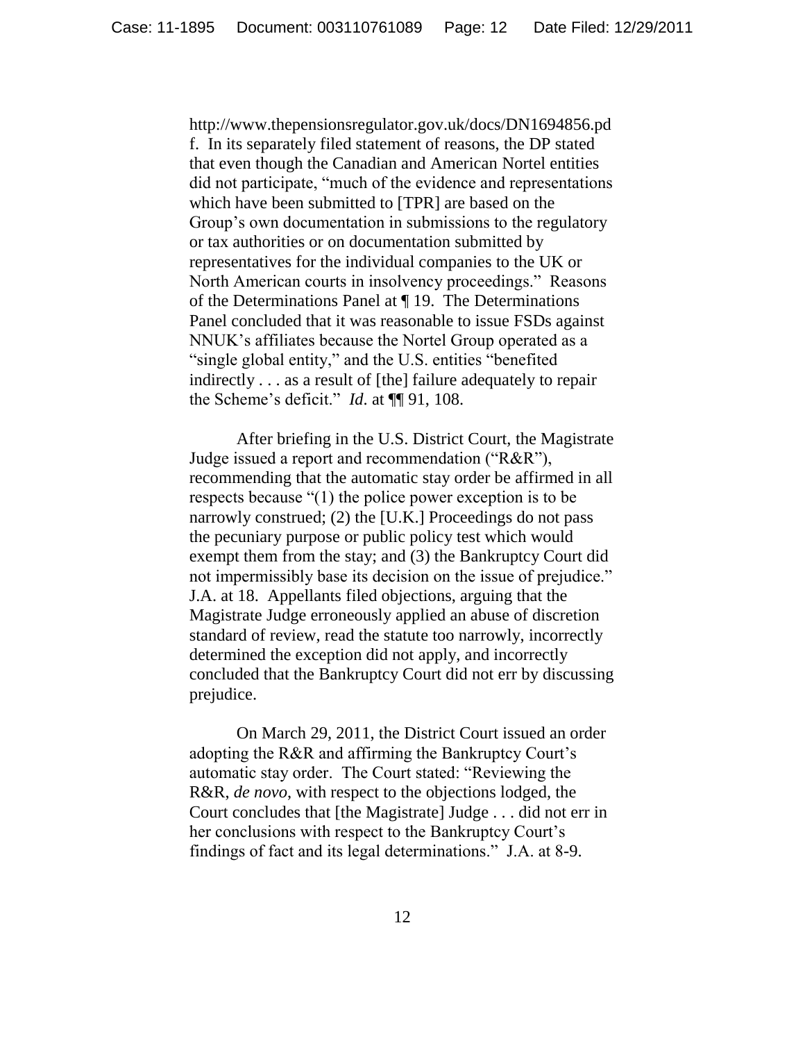http://www.thepensionsregulator.gov.uk/docs/DN1694856.pdf. In its separately filed statement of reasons, the DP stated that even though the Canadian and American Nortel entities did not participate, "much of the evidence and representations which have been submitted to [TPR] are based on the Group's own documentation in submissions to the regulatory or tax authorities or on documentation submitted by representatives for the individual companies to the UK or North American courts in insolvency proceedings." Reasons of the Determinations Panel at ¶ 19. The Determinations Panel concluded that it was reasonable to issue FSDs against NNUK's affiliates because the Nortel Group operated as a "single global entity," and the U.S. entities "benefited indirectly . . . as a result of [the] failure adequately to repair the Scheme's deficit." *Id.* at ¶¶ 91, 108.

After briefing in the U.S. District Court, the Magistrate Judge issued a report and recommendation ("R&R"), recommending that the automatic stay order be affirmed in all respects because "(1) the police power exception is to be narrowly construed; (2) the [U.K.] Proceedings do not pass the pecuniary purpose or public policy test which would exempt them from the stay; and (3) the Bankruptcy Court did not impermissibly base its decision on the issue of prejudice." J.A. at 18. Appellants filed objections, arguing that the Magistrate Judge erroneously applied an abuse of discretion standard of review, read the statute too narrowly, incorrectly determined the exception did not apply, and incorrectly concluded that the Bankruptcy Court did not err by discussing prejudice.

On March 29, 2011, the District Court issued an order adopting the R&R and affirming the Bankruptcy Court's automatic stay order. The Court stated: "Reviewing the R&R, *de novo*, with respect to the objections lodged, the Court concludes that [the Magistrate] Judge . . . did not err in her conclusions with respect to the Bankruptcy Court's findings of fact and its legal determinations." J.A. at 8-9.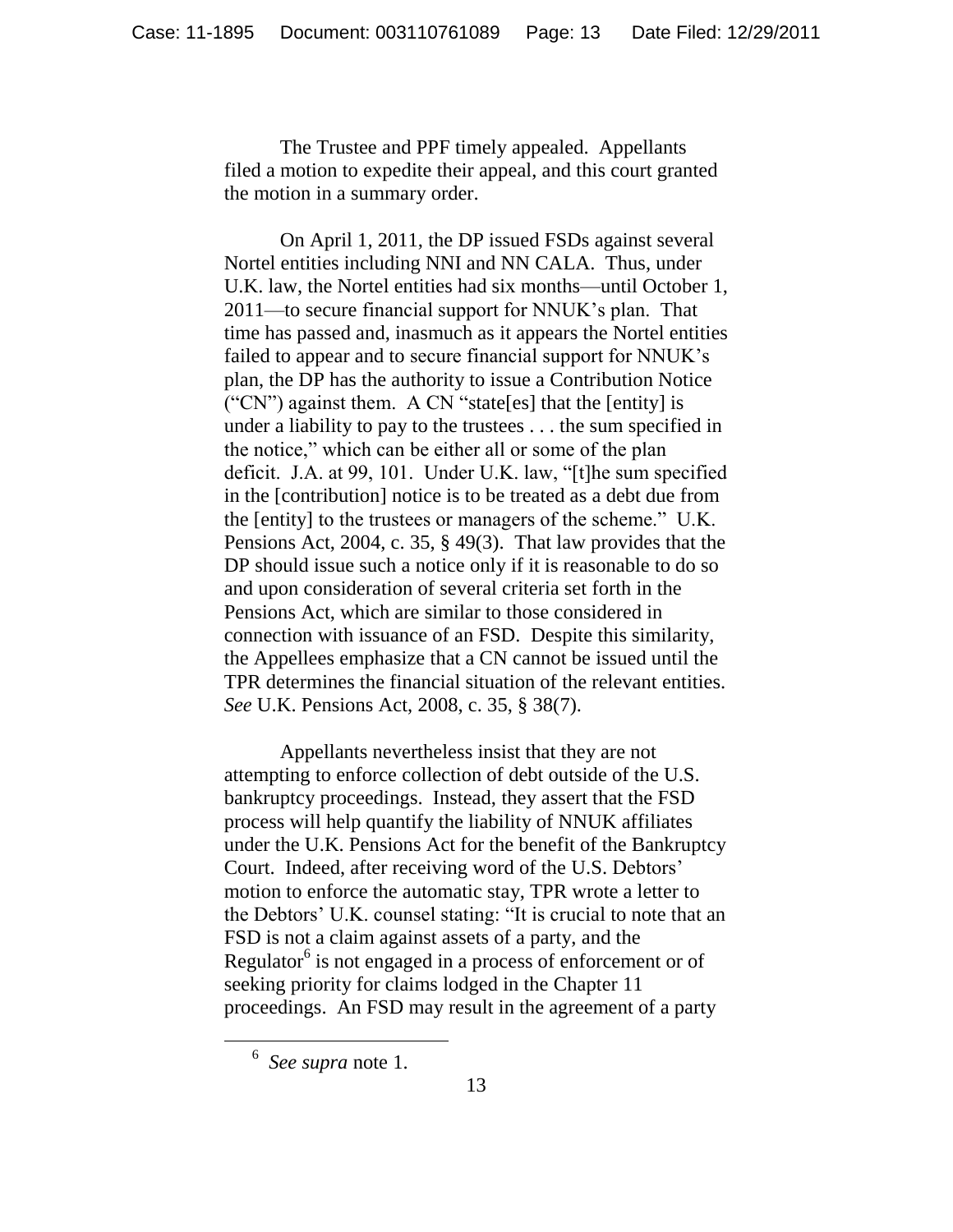The Trustee and PPF timely appealed. Appellants filed a motion to expedite their appeal, and this court granted the motion in a summary order.

On April 1, 2011, the DP issued FSDs against several Nortel entities including NNI and NN CALA. Thus, under U.K. law, the Nortel entities had six months—until October 1, 2011—to secure financial support for NNUK's plan. That time has passed and, inasmuch as it appears the Nortel entities failed to appear and to secure financial support for NNUK's plan, the DP has the authority to issue a Contribution Notice ("CN") against them. A CN "state[es] that the [entity] is under a liability to pay to the trustees . . . the sum specified in the notice," which can be either all or some of the plan deficit. J.A. at 99, 101. Under U.K. law, "[t]he sum specified in the [contribution] notice is to be treated as a debt due from the [entity] to the trustees or managers of the scheme." U.K. Pensions Act, 2004, c. 35, § 49(3). That law provides that the DP should issue such a notice only if it is reasonable to do so and upon consideration of several criteria set forth in the Pensions Act, which are similar to those considered in connection with issuance of an FSD. Despite this similarity, the Appellees emphasize that a CN cannot be issued until the TPR determines the financial situation of the relevant entities. *See* U.K. Pensions Act, 2008, c. 35, § 38(7).

Appellants nevertheless insist that they are not attempting to enforce collection of debt outside of the U.S. bankruptcy proceedings. Instead, they assert that the FSD process will help quantify the liability of NNUK affiliates under the U.K. Pensions Act for the benefit of the Bankruptcy Court. Indeed, after receiving word of the U.S. Debtors' motion to enforce the automatic stay, TPR wrote a letter to the Debtors' U.K. counsel stating: "It is crucial to note that an FSD is not a claim against assets of a party, and the Regulator[6] is not engaged in a process of enforcement or of seeking priority for claims lodged in the Chapter 11 proceedings. An FSD may result in the agreement of a party

---

[6] *See supra* note 1.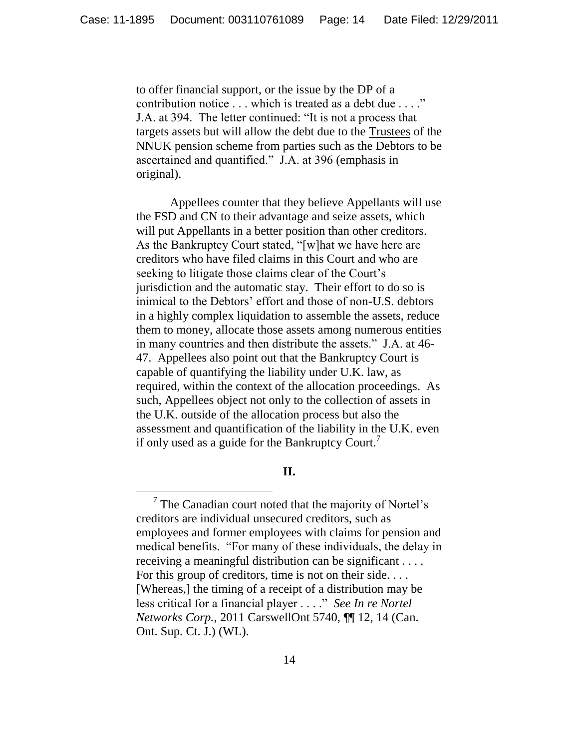to offer financial support, or the issue by the DP of a contribution notice . . . which is treated as a debt due . . . ." J.A. at 394. The letter continued: "It is not a process that targets assets but will allow the debt due to the Trustees of the NNUK pension scheme from parties such as the Debtors to be ascertained and quantified." J.A. at 396 (emphasis in original).

Appellees counter that they believe Appellants will use the FSD and CN to their advantage and seize assets, which will put Appellants in a better position than other creditors. As the Bankruptcy Court stated, "[w]hat we have here are creditors who have filed claims in this Court and who are seeking to litigate those claims clear of the Court's jurisdiction and the automatic stay. Their effort to do so is inimical to the Debtors' effort and those of non-U.S. debtors in a highly complex liquidation to assemble the assets, reduce them to money, allocate those assets among numerous entities in many countries and then distribute the assets." J.A. at 46-47. Appellees also point out that the Bankruptcy Court is capable of quantifying the liability under U.K. law, as required, within the context of the allocation proceedings. As such, Appellees object not only to the collection of assets in the U.K. outside of the allocation process but also the assessment and quantification of the liability in the U.K. even if only used as a guide for the Bankruptcy Court.[7]

## II.

[7] The Canadian court noted that the majority of Nortel's creditors are individual unsecured creditors, such as employees and former employees with claims for pension and medical benefits. "For many of these individuals, the delay in receiving a meaningful distribution can be significant . . . . For this group of creditors, time is not on their side. . . . [Whereas,] the timing of a receipt of a distribution may be less critical for a financial player . . . ." *See In re Nortel Networks Corp.*, 2011 CarswellOnt 5740, ¶¶ 12, 14 (Can. Ont. Sup. Ct. J.) (WL).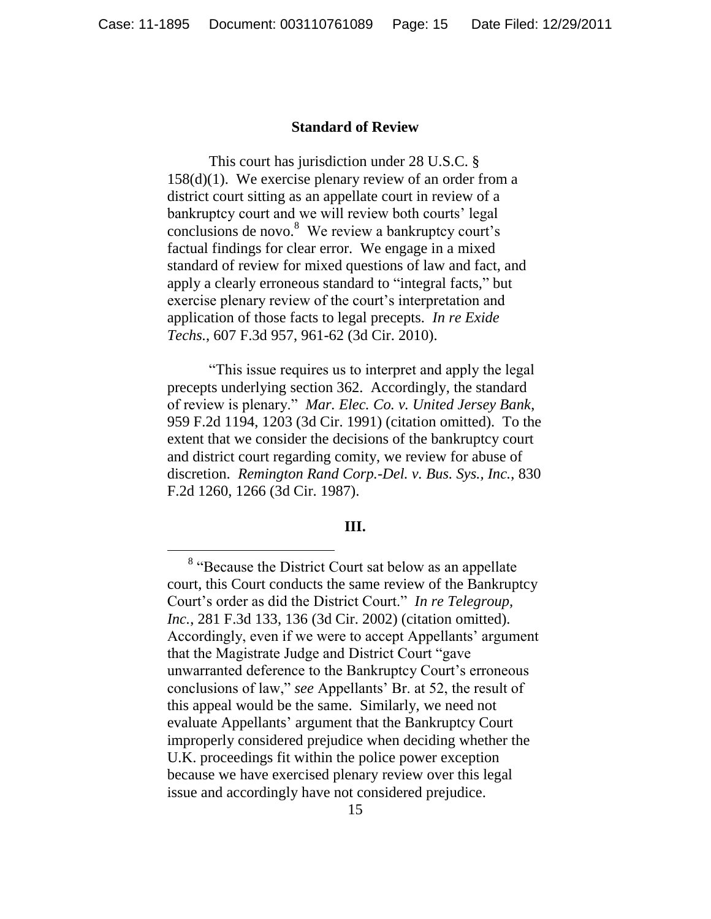## Standard of Review

This court has jurisdiction under 28 U.S.C. § 158(d)(1). We exercise plenary review of an order from a district court sitting as an appellate court in review of a bankruptcy court and we will review both courts' legal conclusions de novo.[8] We review a bankruptcy court's factual findings for clear error. We engage in a mixed standard of review for mixed questions of law and fact, and apply a clearly erroneous standard to "integral facts," but exercise plenary review of the court's interpretation and application of those facts to legal precepts. *In re Exide Techs.*, 607 F.3d 957, 961-62 (3d Cir. 2010).

"This issue requires us to interpret and apply the legal precepts underlying section 362. Accordingly, the standard of review is plenary." *Mar. Elec. Co. v. United Jersey Bank*, 959 F.2d 1194, 1203 (3d Cir. 1991) (citation omitted). To the extent that we consider the decisions of the bankruptcy court and district court regarding comity, we review for abuse of discretion. *Remington Rand Corp.-Del. v. Bus. Sys., Inc.*, 830 F.2d 1260, 1266 (3d Cir. 1987).

## III.

[8] "Because the District Court sat below as an appellate court, this Court conducts the same review of the Bankruptcy Court's order as did the District Court." *In re Telegroup, Inc.*, 281 F.3d 133, 136 (3d Cir. 2002) (citation omitted). Accordingly, even if we were to accept Appellants' argument that the Magistrate Judge and District Court "gave unwarranted deference to the Bankruptcy Court's erroneous conclusions of law," *see* Appellants' Br. at 52, the result of this appeal would be the same. Similarly, we need not evaluate Appellants' argument that the Bankruptcy Court improperly considered prejudice when deciding whether the U.K. proceedings fit within the police power exception because we have exercised plenary review over this legal issue and accordingly have not considered prejudice.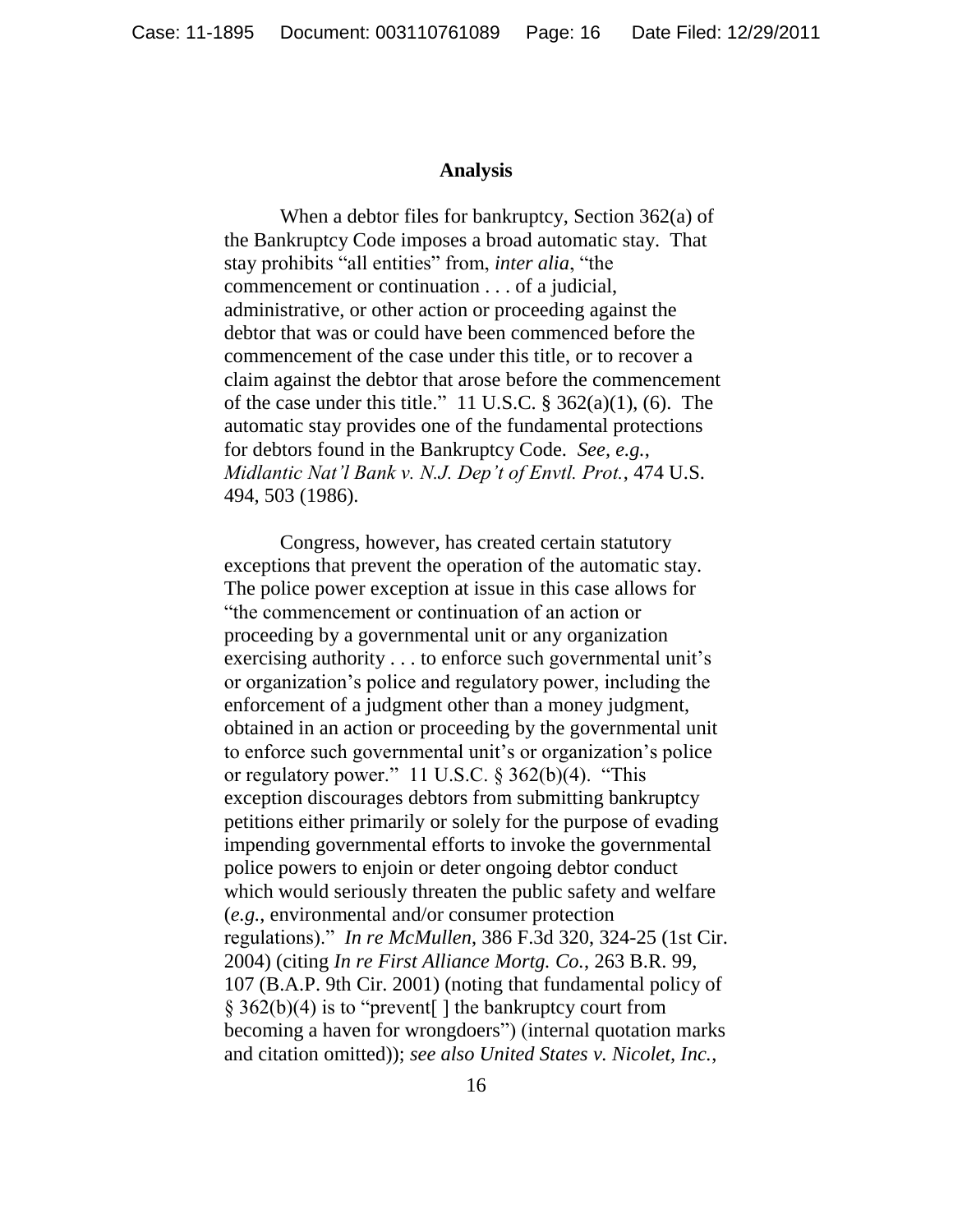## Analysis

When a debtor files for bankruptcy, Section 362(a) of the Bankruptcy Code imposes a broad automatic stay. That stay prohibits "all entities" from, *inter alia*, "the commencement or continuation . . . of a judicial, administrative, or other action or proceeding against the debtor that was or could have been commenced before the commencement of the case under this title, or to recover a claim against the debtor that arose before the commencement of the case under this title." 11 U.S.C. § 362(a)(1), (6). The automatic stay provides one of the fundamental protections for debtors found in the Bankruptcy Code. *See, e.g.*, *Midlantic Nat'l Bank v. N.J. Dep't of Envtl. Prot.*, 474 U.S. 494, 503 (1986).

Congress, however, has created certain statutory exceptions that prevent the operation of the automatic stay. The police power exception at issue in this case allows for "the commencement or continuation of an action or proceeding by a governmental unit or any organization exercising authority . . . to enforce such governmental unit's or organization's police and regulatory power, including the enforcement of a judgment other than a money judgment, obtained in an action or proceeding by the governmental unit to enforce such governmental unit's or organization's police or regulatory power." 11 U.S.C. § 362(b)(4). "This exception discourages debtors from submitting bankruptcy petitions either primarily or solely for the purpose of evading impending governmental efforts to invoke the governmental police powers to enjoin or deter ongoing debtor conduct which would seriously threaten the public safety and welfare (*e.g.*, environmental and/or consumer protection regulations)." *In re McMullen*, 386 F.3d 320, 324-25 (1st Cir. 2004) (citing *In re First Alliance Mortg. Co.*, 263 B.R. 99, 107 (B.A.P. 9th Cir. 2001) (noting that fundamental policy of § 362(b)(4) is to "prevent[ ] the bankruptcy court from becoming a haven for wrongdoers") (internal quotation marks and citation omitted)); *see also United States v. Nicolet, Inc.*,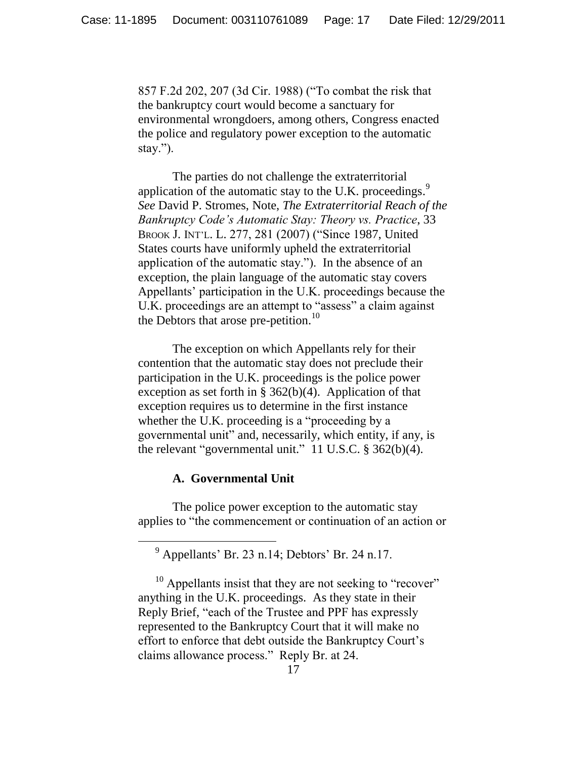857 F.2d 202, 207 (3d Cir. 1988) ("To combat the risk that the bankruptcy court would become a sanctuary for environmental wrongdoers, among others, Congress enacted the police and regulatory power exception to the automatic stay.").

The parties do not challenge the extraterritorial application of the automatic stay to the U.K. proceedings.[9] *See* David P. Stromes, Note, *The Extraterritorial Reach of the Bankruptcy Code's Automatic Stay: Theory vs. Practice*, 33 BROOK J. INT'L. L. 277, 281 (2007) ("Since 1987, United States courts have uniformly upheld the extraterritorial application of the automatic stay."). In the absence of an exception, the plain language of the automatic stay covers Appellants' participation in the U.K. proceedings because the U.K. proceedings are an attempt to "assess" a claim against the Debtors that arose pre-petition.[10]

The exception on which Appellants rely for their contention that the automatic stay does not preclude their participation in the U.K. proceedings is the police power exception as set forth in § 362(b)(4). Application of that exception requires us to determine in the first instance whether the U.K. proceeding is a "proceeding by a governmental unit" and, necessarily, which entity, if any, is the relevant "governmental unit." 11 U.S.C. § 362(b)(4).

### A. Governmental Unit

The police power exception to the automatic stay applies to "the commencement or continuation of an action or

---

[9] Appellants' Br. 23 n.14; Debtors' Br. 24 n.17.

[10] Appellants insist that they are not seeking to "recover" anything in the U.K. proceedings. As they state in their Reply Brief, "each of the Trustee and PPF has expressly represented to the Bankruptcy Court that it will make no effort to enforce that debt outside the Bankruptcy Court's claims allowance process." Reply Br. at 24.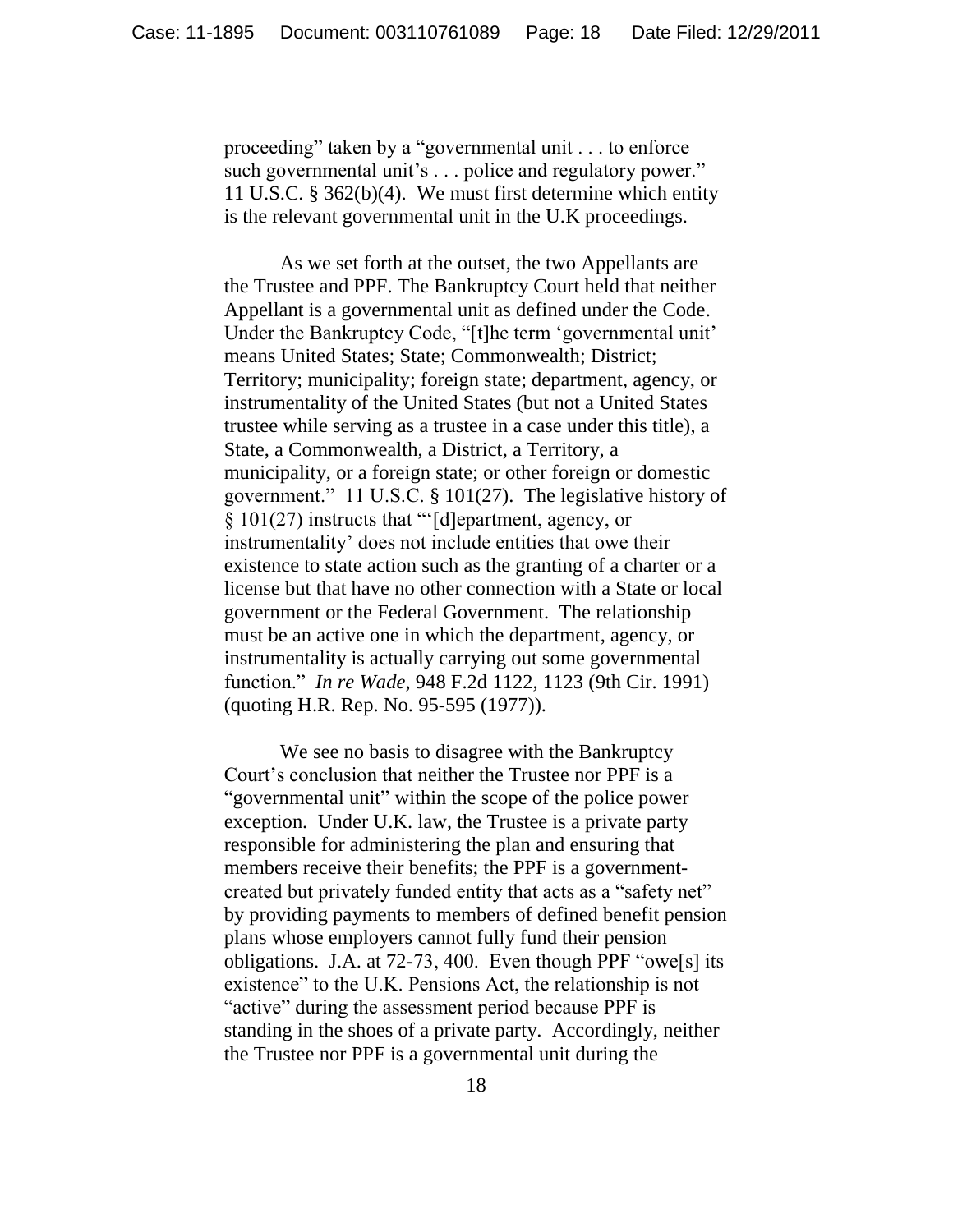proceeding" taken by a "governmental unit . . . to enforce such governmental unit's . . . police and regulatory power." 11 U.S.C. § 362(b)(4). We must first determine which entity is the relevant governmental unit in the U.K proceedings.

As we set forth at the outset, the two Appellants are the Trustee and PPF. The Bankruptcy Court held that neither Appellant is a governmental unit as defined under the Code. Under the Bankruptcy Code, "[t]he term 'governmental unit' means United States; State; Commonwealth; District; Territory; municipality; foreign state; department, agency, or instrumentality of the United States (but not a United States trustee while serving as a trustee in a case under this title), a State, a Commonwealth, a District, a Territory, a municipality, or a foreign state; or other foreign or domestic government." 11 U.S.C. § 101(27). The legislative history of § 101(27) instructs that "'[d]epartment, agency, or instrumentality' does not include entities that owe their existence to state action such as the granting of a charter or a license but that have no other connection with a State or local government or the Federal Government. The relationship must be an active one in which the department, agency, or instrumentality is actually carrying out some governmental function." *In re Wade*, 948 F.2d 1122, 1123 (9th Cir. 1991) (quoting H.R. Rep. No. 95-595 (1977)).

We see no basis to disagree with the Bankruptcy Court's conclusion that neither the Trustee nor PPF is a "governmental unit" within the scope of the police power exception. Under U.K. law, the Trustee is a private party responsible for administering the plan and ensuring that members receive their benefits; the PPF is a government-created but privately funded entity that acts as a "safety net" by providing payments to members of defined benefit pension plans whose employers cannot fully fund their pension obligations. J.A. at 72-73, 400. Even though PPF "owe[s] its existence" to the U.K. Pensions Act, the relationship is not "active" during the assessment period because PPF is standing in the shoes of a private party. Accordingly, neither the Trustee nor PPF is a governmental unit during the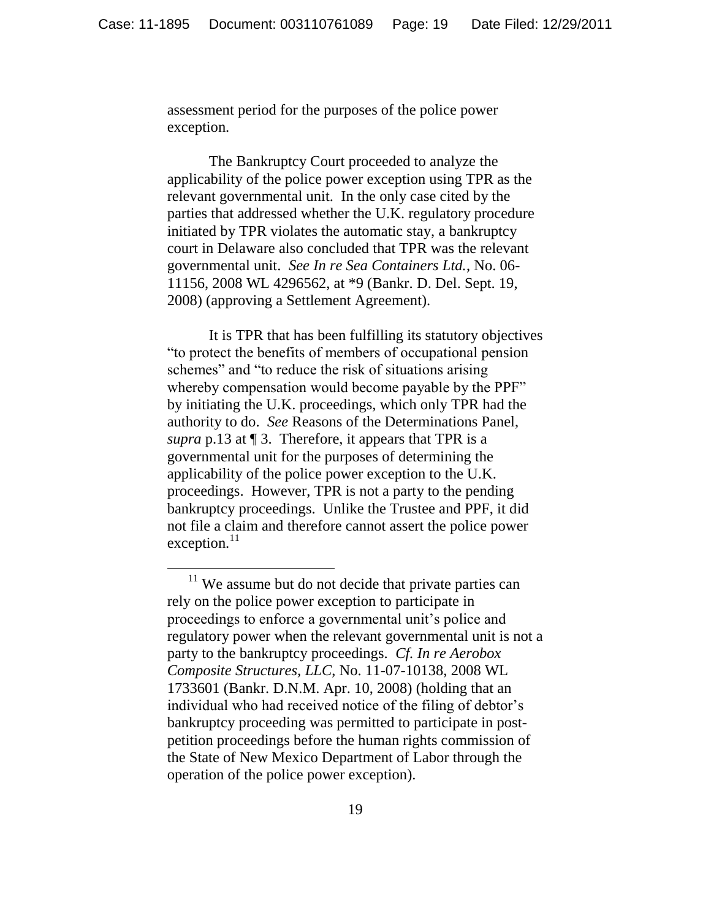assessment period for the purposes of the police power exception.

The Bankruptcy Court proceeded to analyze the applicability of the police power exception using TPR as the relevant governmental unit. In the only case cited by the parties that addressed whether the U.K. regulatory procedure initiated by TPR violates the automatic stay, a bankruptcy court in Delaware also concluded that TPR was the relevant governmental unit. *See In re Sea Containers Ltd.*, No. 06-11156, 2008 WL 4296562, at *9 (Bankr. D. Del. Sept. 19, 2008) (approving a Settlement Agreement).

It is TPR that has been fulfilling its statutory objectives "to protect the benefits of members of occupational pension schemes" and "to reduce the risk of situations arising whereby compensation would become payable by the PPF" by initiating the U.K. proceedings, which only TPR had the authority to do. *See* Reasons of the Determinations Panel, *supra* p.13 at ¶ 3. Therefore, it appears that TPR is a governmental unit for the purposes of determining the applicability of the police power exception to the U.K. proceedings. However, TPR is not a party to the pending bankruptcy proceedings. Unlike the Trustee and PPF, it did not file a claim and therefore cannot assert the police power exception.[11]

---

[11] We assume but do not decide that private parties can rely on the police power exception to participate in proceedings to enforce a governmental unit's police and regulatory power when the relevant governmental unit is not a party to the bankruptcy proceedings. *Cf. In re Aerobox Composite Structures, LLC*, No. 11-07-10138, 2008 WL 1733601 (Bankr. D.N.M. Apr. 10, 2008) (holding that an individual who had received notice of the filing of debtor's bankruptcy proceeding was permitted to participate in post-petition proceedings before the human rights commission of the State of New Mexico Department of Labor through the operation of the police power exception).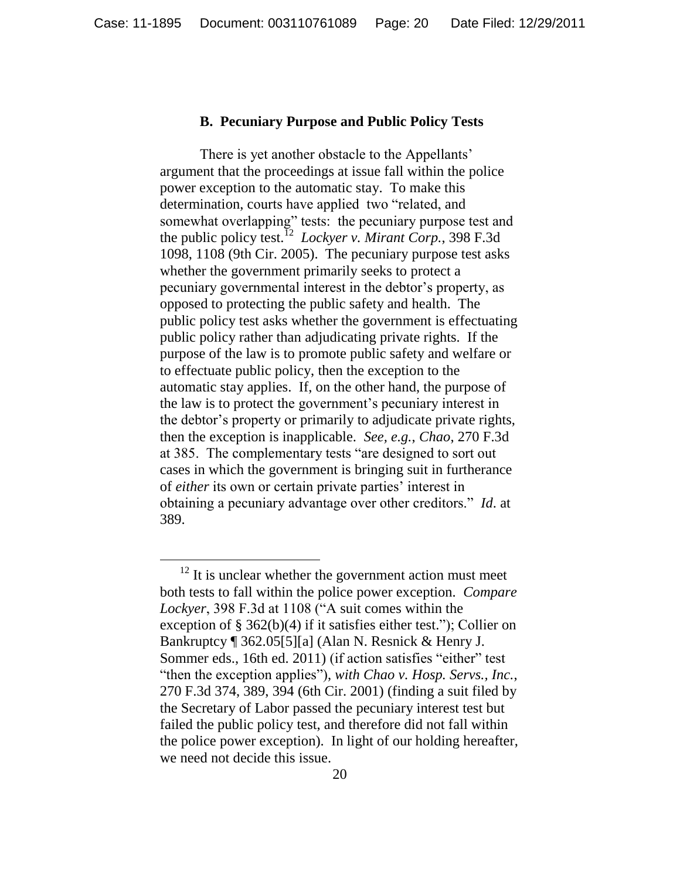### B. Pecuniary Purpose and Public Policy Tests

There is yet another obstacle to the Appellants' argument that the proceedings at issue fall within the police power exception to the automatic stay. To make this determination, courts have applied two "related, and somewhat overlapping" tests: the pecuniary purpose test and the public policy test.[12] *Lockyer v. Mirant Corp.*, 398 F.3d 1098, 1108 (9th Cir. 2005). The pecuniary purpose test asks whether the government primarily seeks to protect a pecuniary governmental interest in the debtor's property, as opposed to protecting the public safety and health. The public policy test asks whether the government is effectuating public policy rather than adjudicating private rights. If the purpose of the law is to promote public safety and welfare or to effectuate public policy, then the exception to the automatic stay applies. If, on the other hand, the purpose of the law is to protect the government's pecuniary interest in the debtor's property or primarily to adjudicate private rights, then the exception is inapplicable. *See, e.g.*, *Chao*, 270 F.3d at 385. The complementary tests "are designed to sort out cases in which the government is bringing suit in furtherance of *either* its own or certain private parties' interest in obtaining a pecuniary advantage over other creditors." *Id.* at 389.

---

[12] It is unclear whether the government action must meet both tests to fall within the police power exception. *Compare Lockyer*, 398 F.3d at 1108 ("A suit comes within the exception of § 362(b)(4) if it satisfies either test."); Collier on Bankruptcy ¶ 362.05[5][a] (Alan N. Resnick & Henry J. Sommer eds., 16th ed. 2011) (if action satisfies "either" test "then the exception applies"), *with Chao v. Hosp. Servs., Inc.*, 270 F.3d 374, 389, 394 (6th Cir. 2001) (finding a suit filed by the Secretary of Labor passed the pecuniary interest test but failed the public policy test, and therefore did not fall within the police power exception). In light of our holding hereafter, we need not decide this issue.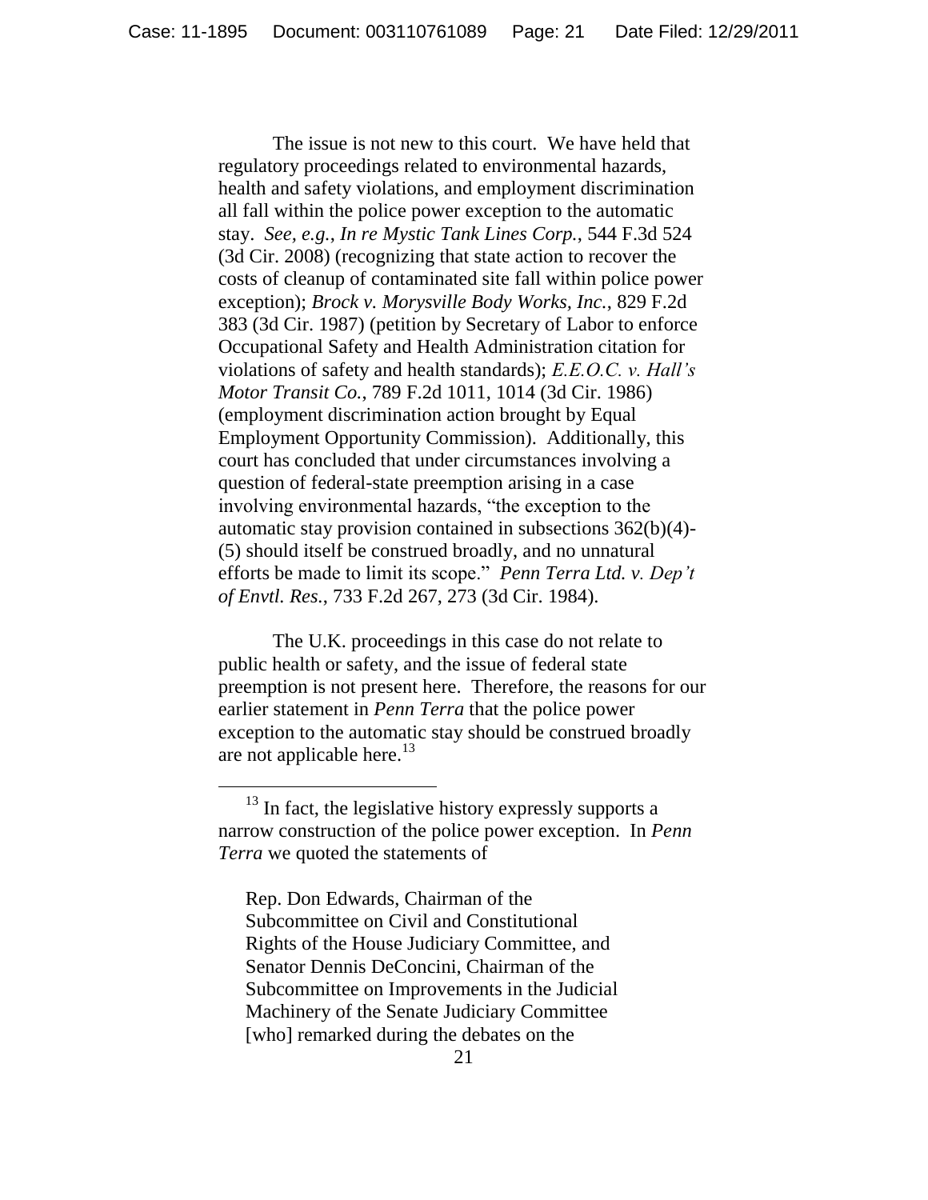The issue is not new to this court. We have held that regulatory proceedings related to environmental hazards, health and safety violations, and employment discrimination all fall within the police power exception to the automatic stay. *See, e.g.*, *In re Mystic Tank Lines Corp.*, 544 F.3d 524 (3d Cir. 2008) (recognizing that state action to recover the costs of cleanup of contaminated site fall within police power exception); *Brock v. Morysville Body Works, Inc.*, 829 F.2d 383 (3d Cir. 1987) (petition by Secretary of Labor to enforce Occupational Safety and Health Administration citation for violations of safety and health standards); *E.E.O.C. v. Hall's Motor Transit Co.*, 789 F.2d 1011, 1014 (3d Cir. 1986) (employment discrimination action brought by Equal Employment Opportunity Commission). Additionally, this court has concluded that under circumstances involving a question of federal-state preemption arising in a case involving environmental hazards, "the exception to the automatic stay provision contained in subsections 362(b)(4)-(5) should itself be construed broadly, and no unnatural efforts be made to limit its scope." *Penn Terra Ltd. v. Dep't of Envtl. Res.*, 733 F.2d 267, 273 (3d Cir. 1984).

The U.K. proceedings in this case do not relate to public health or safety, and the issue of federal state preemption is not present here. Therefore, the reasons for our earlier statement in *Penn Terra* that the police power exception to the automatic stay should be construed broadly are not applicable here.[13]

---

[13] In fact, the legislative history expressly supports a narrow construction of the police power exception. In *Penn Terra* we quoted the statements of

> Rep. Don Edwards, Chairman of the Subcommittee on Civil and Constitutional Rights of the House Judiciary Committee, and Senator Dennis DeConcini, Chairman of the Subcommittee on Improvements in the Judicial Machinery of the Senate Judiciary Committee [who] remarked during the debates on the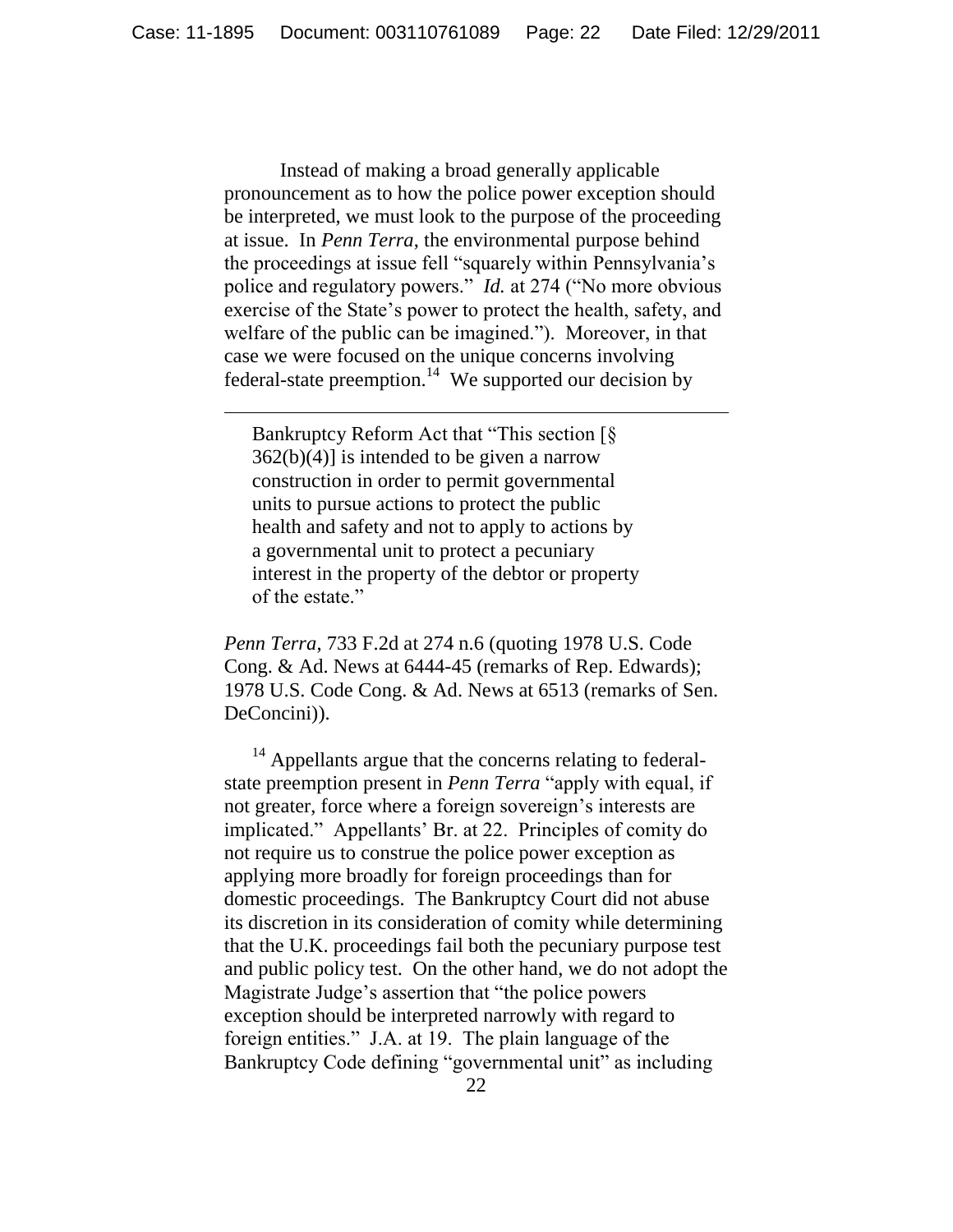Instead of making a broad generally applicable pronouncement as to how the police power exception should be interpreted, we must look to the purpose of the proceeding at issue. In *Penn Terra*, the environmental purpose behind the proceedings at issue fell "squarely within Pennsylvania's police and regulatory powers." *Id.* at 274 ("No more obvious exercise of the State's power to protect the health, safety, and welfare of the public can be imagined."). Moreover, in that case we were focused on the unique concerns involving federal-state preemption.[14] We supported our decision by

---

Bankruptcy Reform Act that "This section [§ 362(b)(4)] is intended to be given a narrow construction in order to permit governmental units to pursue actions to protect the public health and safety and not to apply to actions by a governmental unit to protect a pecuniary interest in the property of the debtor or property of the estate."

*Penn Terra*, 733 F.2d at 274 n.6 (quoting 1978 U.S. Code Cong. & Ad. News at 6444-45 (remarks of Rep. Edwards); 1978 U.S. Code Cong. & Ad. News at 6513 (remarks of Sen. DeConcini)).

[14] Appellants argue that the concerns relating to federal-state preemption present in *Penn Terra* "apply with equal, if not greater, force where a foreign sovereign's interests are implicated." Appellants' Br. at 22. Principles of comity do not require us to construe the police power exception as applying more broadly for foreign proceedings than for domestic proceedings. The Bankruptcy Court did not abuse its discretion in its consideration of comity while determining that the U.K. proceedings fail both the pecuniary purpose test and public policy test. On the other hand, we do not adopt the Magistrate Judge's assertion that "the police powers exception should be interpreted narrowly with regard to foreign entities." J.A. at 19. The plain language of the Bankruptcy Code defining "governmental unit" as including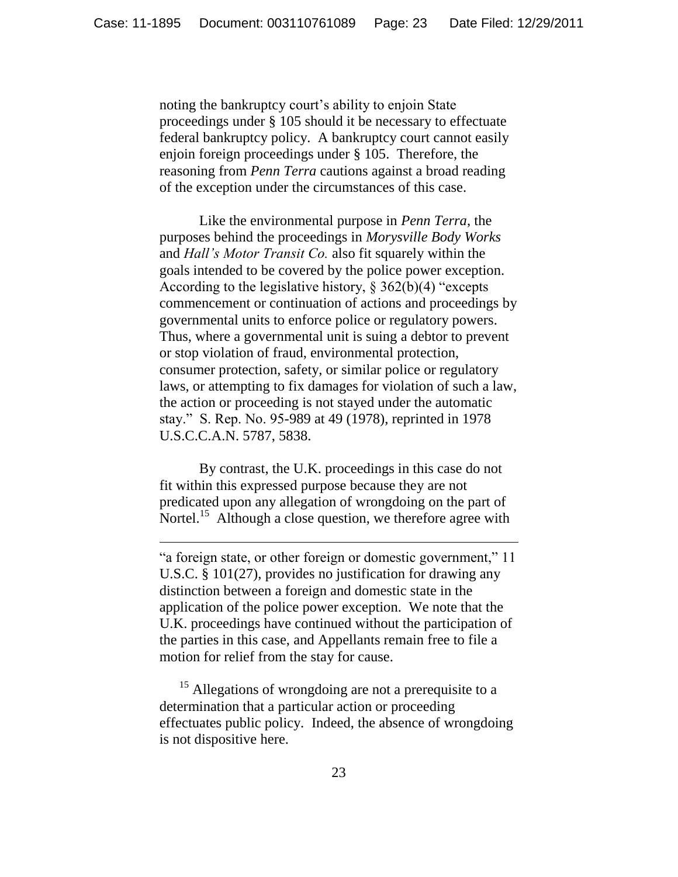noting the bankruptcy court's ability to enjoin State proceedings under § 105 should it be necessary to effectuate federal bankruptcy policy. A bankruptcy court cannot easily enjoin foreign proceedings under § 105. Therefore, the reasoning from *Penn Terra* cautions against a broad reading of the exception under the circumstances of this case.

Like the environmental purpose in *Penn Terra*, the purposes behind the proceedings in *Morysville Body Works* and *Hall's Motor Transit Co.* also fit squarely within the goals intended to be covered by the police power exception. According to the legislative history, § 362(b)(4) "excepts commencement or continuation of actions and proceedings by governmental units to enforce police or regulatory powers. Thus, where a governmental unit is suing a debtor to prevent or stop violation of fraud, environmental protection, consumer protection, safety, or similar police or regulatory laws, or attempting to fix damages for violation of such a law, the action or proceeding is not stayed under the automatic stay." S. Rep. No. 95-989 at 49 (1978), reprinted in 1978 U.S.C.C.A.N. 5787, 5838.

By contrast, the U.K. proceedings in this case do not fit within this expressed purpose because they are not predicated upon any allegation of wrongdoing on the part of Nortel.[15] Although a close question, we therefore agree with

---

"a foreign state, or other foreign or domestic government," 11 U.S.C. § 101(27), provides no justification for drawing any distinction between a foreign and domestic state in the application of the police power exception. We note that the U.K. proceedings have continued without the participation of the parties in this case, and Appellants remain free to file a motion for relief from the stay for cause.

[15] Allegations of wrongdoing are not a prerequisite to a determination that a particular action or proceeding effectuates public policy. Indeed, the absence of wrongdoing is not dispositive here.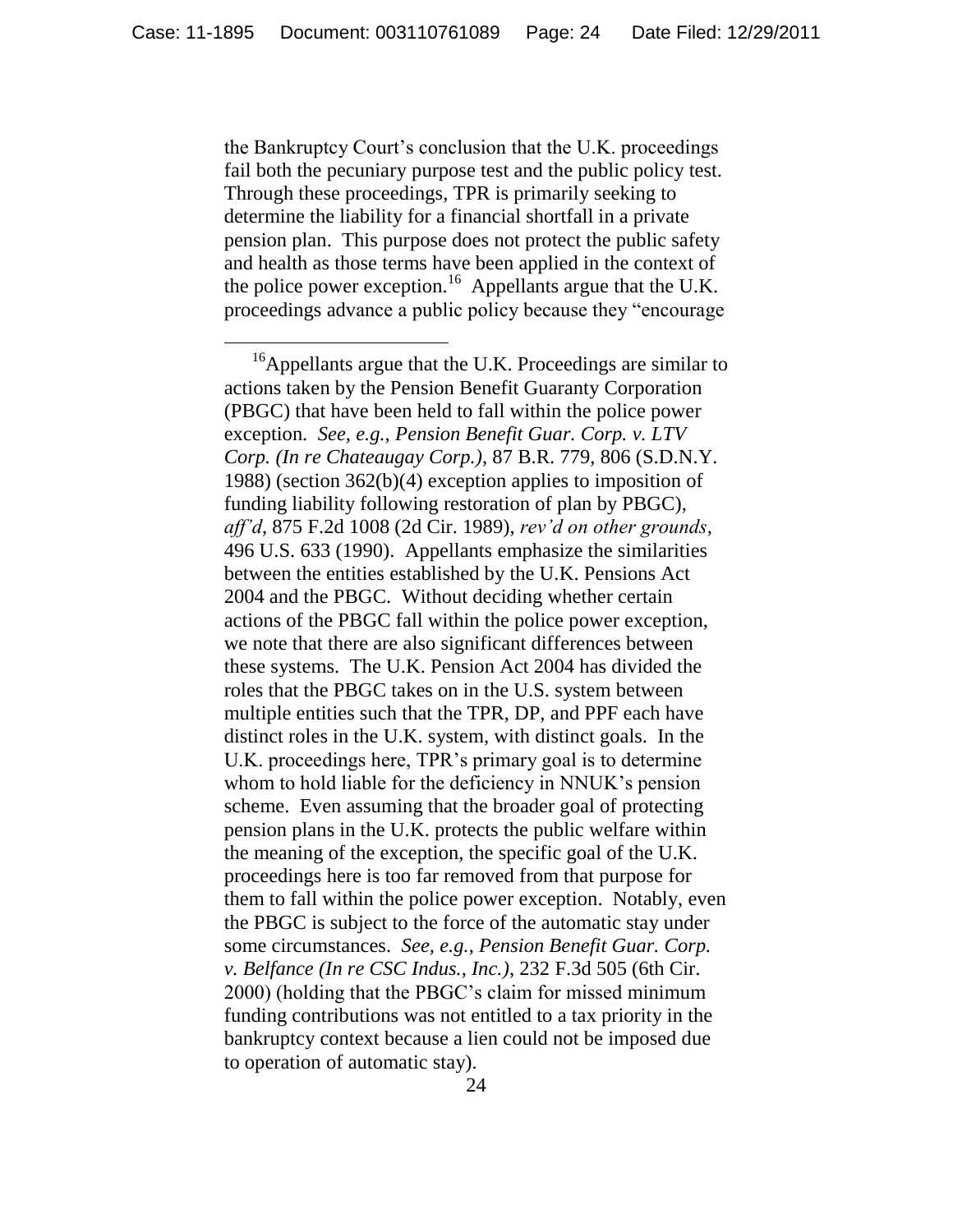the Bankruptcy Court's conclusion that the U.K. proceedings fail both the pecuniary purpose test and the public policy test. Through these proceedings, TPR is primarily seeking to determine the liability for a financial shortfall in a private pension plan. This purpose does not protect the public safety and health as those terms have been applied in the context of the police power exception.[16] Appellants argue that the U.K. proceedings advance a public policy because they "encourage

---

[16] Appellants argue that the U.K. Proceedings are similar to actions taken by the Pension Benefit Guaranty Corporation (PBGC) that have been held to fall within the police power exception. *See, e.g., Pension Benefit Guar. Corp. v. LTV Corp. (In re Chateaugay Corp.)*, 87 B.R. 779, 806 (S.D.N.Y. 1988) (section 362(b)(4) exception applies to imposition of funding liability following restoration of plan by PBGC), *aff'd*, 875 F.2d 1008 (2d Cir. 1989), *rev'd on other grounds*, 496 U.S. 633 (1990). Appellants emphasize the similarities between the entities established by the U.K. Pensions Act 2004 and the PBGC. Without deciding whether certain actions of the PBGC fall within the police power exception, we note that there are also significant differences between these systems. The U.K. Pension Act 2004 has divided the roles that the PBGC takes on in the U.S. system between multiple entities such that the TPR, DP, and PPF each have distinct roles in the U.K. system, with distinct goals. In the U.K. proceedings here, TPR's primary goal is to determine whom to hold liable for the deficiency in NNUK's pension scheme. Even assuming that the broader goal of protecting pension plans in the U.K. protects the public welfare within the meaning of the exception, the specific goal of the U.K. proceedings here is too far removed from that purpose for them to fall within the police power exception. Notably, even the PBGC is subject to the force of the automatic stay under some circumstances. *See, e.g., Pension Benefit Guar. Corp. v. Belfance (In re CSC Indus., Inc.)*, 232 F.3d 505 (6th Cir. 2000) (holding that the PBGC's claim for missed minimum funding contributions was not entitled to a tax priority in the bankruptcy context because a lien could not be imposed due to operation of automatic stay).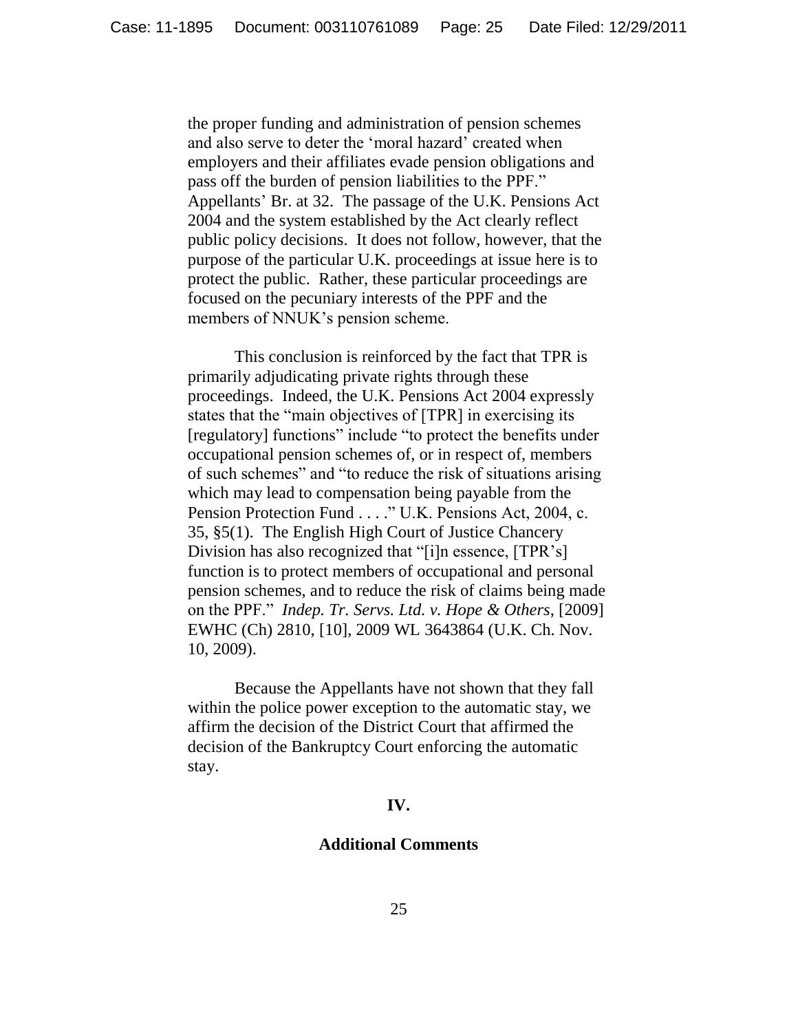the proper funding and administration of pension schemes and also serve to deter the 'moral hazard' created when employers and their affiliates evade pension obligations and pass off the burden of pension liabilities to the PPF." Appellants' Br. at 32. The passage of the U.K. Pensions Act 2004 and the system established by the Act clearly reflect public policy decisions. It does not follow, however, that the purpose of the particular U.K. proceedings at issue here is to protect the public. Rather, these particular proceedings are focused on the pecuniary interests of the PPF and the members of NNUK's pension scheme.

This conclusion is reinforced by the fact that TPR is primarily adjudicating private rights through these proceedings. Indeed, the U.K. Pensions Act 2004 expressly states that the "main objectives of [TPR] in exercising its [regulatory] functions" include "to protect the benefits under occupational pension schemes of, or in respect of, members of such schemes" and "to reduce the risk of situations arising which may lead to compensation being payable from the Pension Protection Fund . . . ." U.K. Pensions Act, 2004, c. 35, §5(1). The English High Court of Justice Chancery Division has also recognized that "[i]n essence, [TPR's] function is to protect members of occupational and personal pension schemes, and to reduce the risk of claims being made on the PPF." *Indep. Tr. Servs. Ltd. v. Hope & Others*, [2009] EWHC (Ch) 2810, [10], 2009 WL 3643864 (U.K. Ch. Nov. 10, 2009).

Because the Appellants have not shown that they fall within the police power exception to the automatic stay, we affirm the decision of the District Court that affirmed the decision of the Bankruptcy Court enforcing the automatic stay.

## IV.

## Additional Comments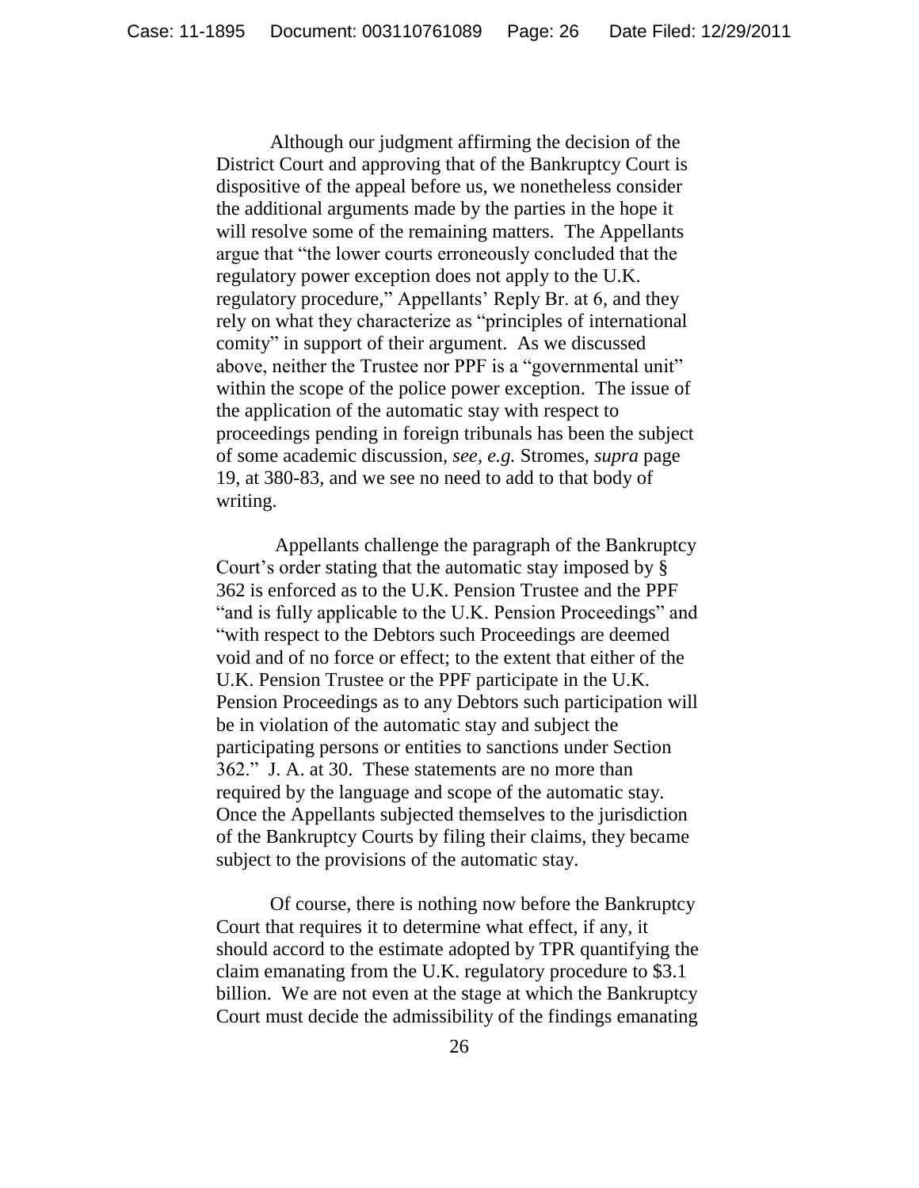Although our judgment affirming the decision of the District Court and approving that of the Bankruptcy Court is dispositive of the appeal before us, we nonetheless consider the additional arguments made by the parties in the hope it will resolve some of the remaining matters. The Appellants argue that "the lower courts erroneously concluded that the regulatory power exception does not apply to the U.K. regulatory procedure," Appellants' Reply Br. at 6, and they rely on what they characterize as "principles of international comity" in support of their argument. As we discussed above, neither the Trustee nor PPF is a "governmental unit" within the scope of the police power exception. The issue of the application of the automatic stay with respect to proceedings pending in foreign tribunals has been the subject of some academic discussion, *see, e.g.* Stromes, *supra* page 19, at 380-83, and we see no need to add to that body of writing.

Appellants challenge the paragraph of the Bankruptcy Court's order stating that the automatic stay imposed by § 362 is enforced as to the U.K. Pension Trustee and the PPF "and is fully applicable to the U.K. Pension Proceedings" and "with respect to the Debtors such Proceedings are deemed void and of no force or effect; to the extent that either of the U.K. Pension Trustee or the PPF participate in the U.K. Pension Proceedings as to any Debtors such participation will be in violation of the automatic stay and subject the participating persons or entities to sanctions under Section 362." J. A. at 30. These statements are no more than required by the language and scope of the automatic stay. Once the Appellants subjected themselves to the jurisdiction of the Bankruptcy Courts by filing their claims, they became subject to the provisions of the automatic stay.

Of course, there is nothing now before the Bankruptcy Court that requires it to determine what effect, if any, it should accord to the estimate adopted by TPR quantifying the claim emanating from the U.K. regulatory procedure to $3.1 billion. We are not even at the stage at which the Bankruptcy Court must decide the admissibility of the findings emanating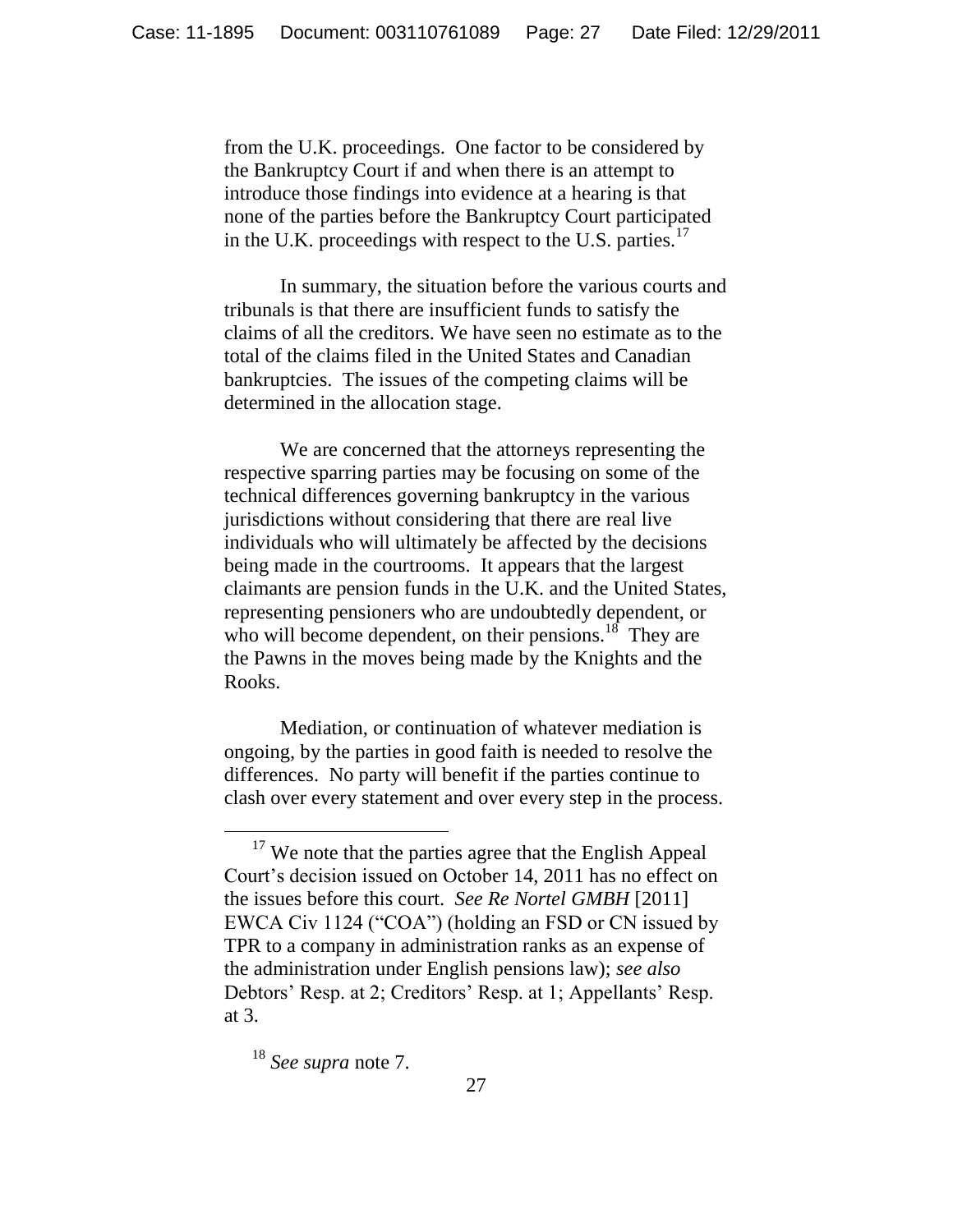from the U.K. proceedings. One factor to be considered by the Bankruptcy Court if and when there is an attempt to introduce those findings into evidence at a hearing is that none of the parties before the Bankruptcy Court participated in the U.K. proceedings with respect to the U.S. parties.[17]

In summary, the situation before the various courts and tribunals is that there are insufficient funds to satisfy the claims of all the creditors. We have seen no estimate as to the total of the claims filed in the United States and Canadian bankruptcies. The issues of the competing claims will be determined in the allocation stage.

We are concerned that the attorneys representing the respective sparring parties may be focusing on some of the technical differences governing bankruptcy in the various jurisdictions without considering that there are real live individuals who will ultimately be affected by the decisions being made in the courtrooms. It appears that the largest claimants are pension funds in the U.K. and the United States, representing pensioners who are undoubtedly dependent, or who will become dependent, on their pensions.[18] They are the Pawns in the moves being made by the Knights and the Rooks.

Mediation, or continuation of whatever mediation is ongoing, by the parties in good faith is needed to resolve the differences. No party will benefit if the parties continue to clash over every statement and over every step in the process.

---

[17] We note that the parties agree that the English Appeal Court's decision issued on October 14, 2011 has no effect on the issues before this court. *See Re Nortel GMBH* [2011] EWCA Civ 1124 ("COA") (holding an FSD or CN issued by TPR to a company in administration ranks as an expense of the administration under English pensions law); *see also* Debtors' Resp. at 2; Creditors' Resp. at 1; Appellants' Resp. at 3.

[18] *See supra* note 7.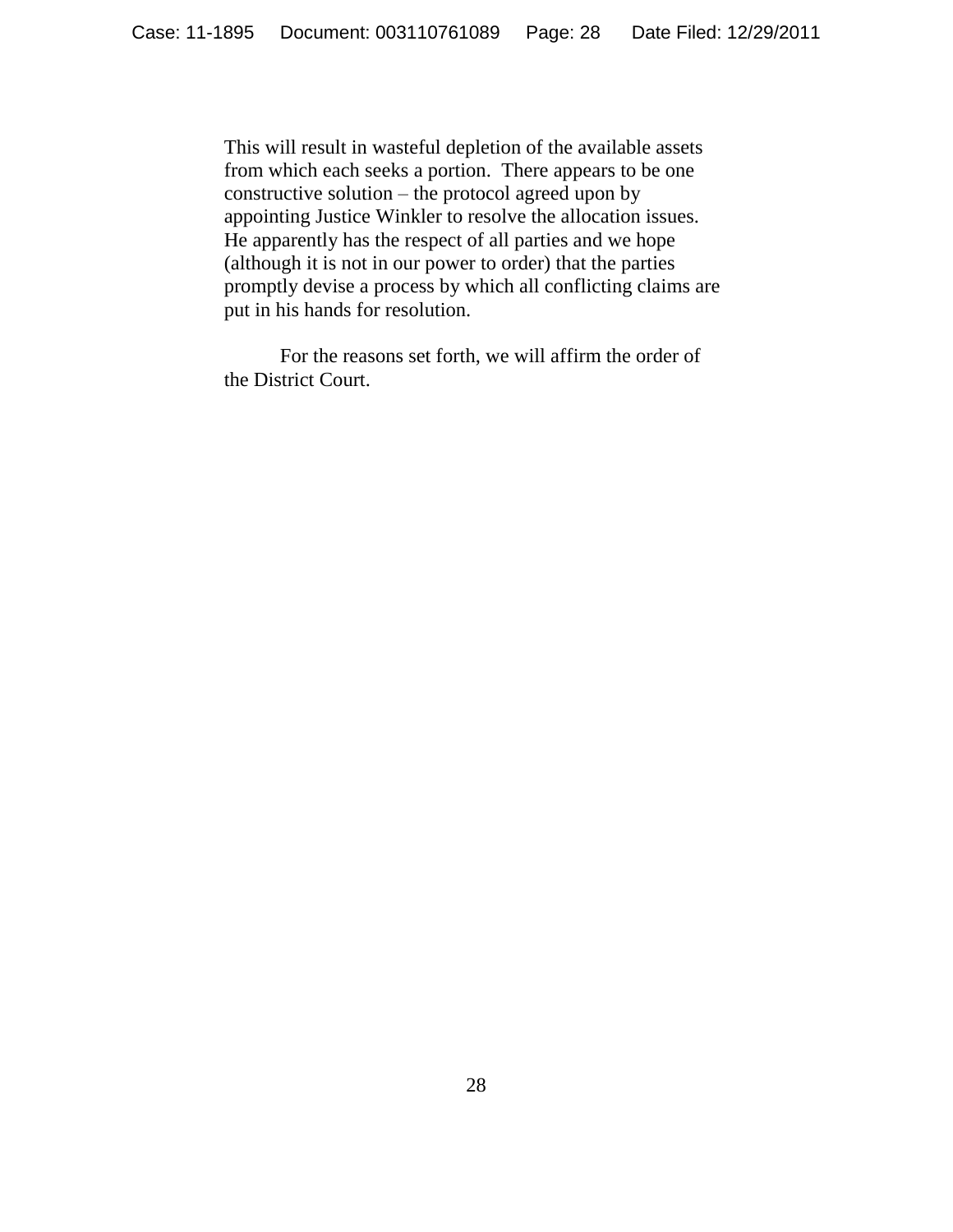This will result in wasteful depletion of the available assets from which each seeks a portion. There appears to be one constructive solution – the protocol agreed upon by appointing Justice Winkler to resolve the allocation issues. He apparently has the respect of all parties and we hope (although it is not in our power to order) that the parties promptly devise a process by which all conflicting claims are put in his hands for resolution.

For the reasons set forth, we will affirm the order of the District Court.